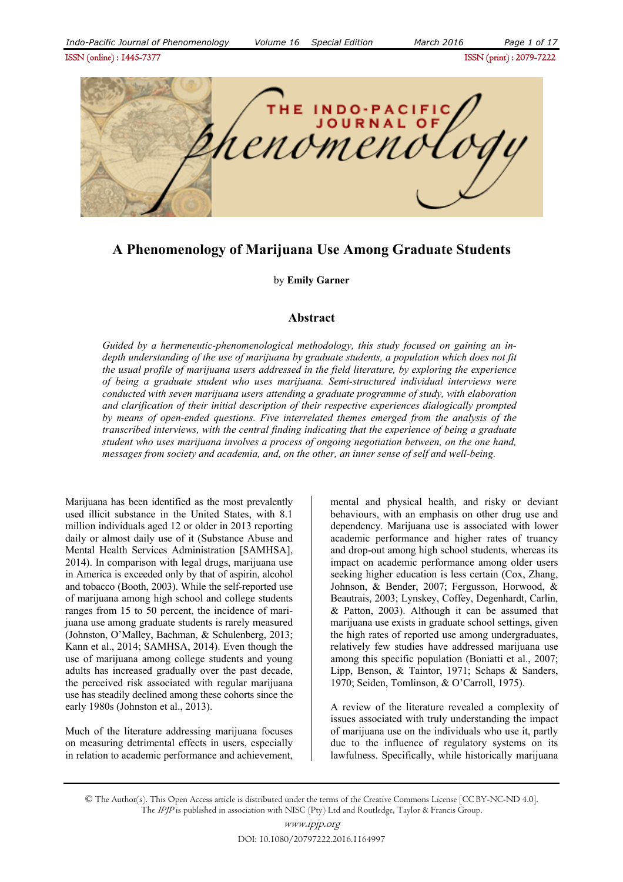# A Phenomenology of Marijuana Use Among Graduate Students

by **Emily Garner**

## Abstract

*Guided by a hermeneutic-phenomenological methodology, this study focused on gaining an in-depth understanding of the use of marijuana by graduate students, a population which does not fit the usual profile of marijuana users addressed in the field literature, by exploring the experience of being a graduate student who uses marijuana. Semi-structured individual interviews were conducted with seven marijuana users attending a graduate programme of study, with elaboration and clarification of their initial description of their respective experiences dialogically prompted by means of open-ended questions. Five interrelated themes emerged from the analysis of the transcribed interviews, with the central finding indicating that the experience of being a graduate student who uses marijuana involves a process of ongoing negotiation between, on the one hand, messages from society and academia, and, on the other, an inner sense of self and well-being.*

Marijuana has been identified as the most prevalently used illicit substance in the United States, with 8.1 million individuals aged 12 or older in 2013 reporting daily or almost daily use of it (Substance Abuse and Mental Health Services Administration [SAMHSA], 2014). In comparison with legal drugs, marijuana use in America is exceeded only by that of aspirin, alcohol and tobacco (Booth, 2003). While the self-reported use of marijuana among high school and college students ranges from 15 to 50 percent, the incidence of marijuana use among graduate students is rarely measured (Johnston, O'Malley, Bachman, & Schulenberg, 2013; Kann et al., 2014; SAMHSA, 2014). Even though the use of marijuana among college students and young adults has increased gradually over the past decade, the perceived risk associated with regular marijuana use has steadily declined among these cohorts since the early 1980s (Johnston et al., 2013).

Much of the literature addressing marijuana focuses on measuring detrimental effects in users, especially in relation to academic performance and achievement, mental and physical health, and risky or deviant behaviours, with an emphasis on other drug use and dependency. Marijuana use is associated with lower academic performance and higher rates of truancy and drop-out among high school students, whereas its impact on academic performance among older users seeking higher education is less certain (Cox, Zhang, Johnson, & Bender, 2007; Fergusson, Horwood, & Beautrais, 2003; Lynskey, Coffey, Degenhardt, Carlin, & Patton, 2003). Although it can be assumed that marijuana use exists in graduate school settings, given the high rates of reported use among undergraduates, relatively few studies have addressed marijuana use among this specific population (Boniatti et al., 2007; Lipp, Benson, & Taintor, 1971; Schaps & Sanders, 1970; Seiden, Tomlinson, & O'Carroll, 1975).

A review of the literature revealed a complexity of issues associated with truly understanding the impact of marijuana use on the individuals who use it, partly due to the influence of regulatory systems on its lawfulness. Specifically, while historically marijuana

© The Author(s). This Open Access article is distributed under the terms of the Creative Commons License [CC BY-NC-ND 4.0]. The *IPJP* is published in association with NISC (Pty) Ltd and Routledge, Taylor & Francis Group.

www.ipjp.org

DOI: 10.1080/20797222.2016.1164997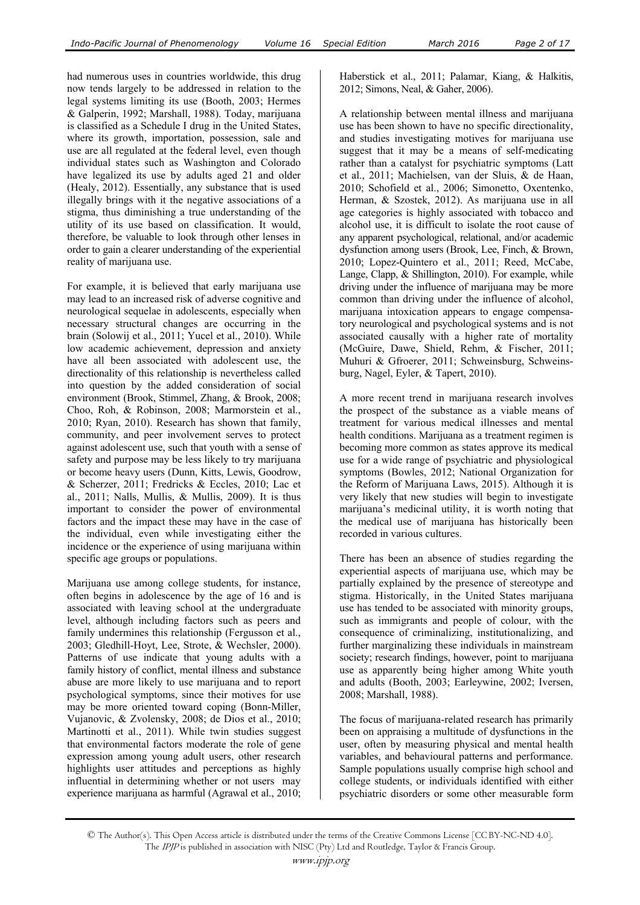had numerous uses in countries worldwide, this drug now tends largely to be addressed in relation to the legal systems limiting its use (Booth, 2003; Hermes & Galperin, 1992; Marshall, 1988). Today, marijuana is classified as a Schedule I drug in the United States, where its growth, importation, possession, sale and use are all regulated at the federal level, even though individual states such as Washington and Colorado have legalized its use by adults aged 21 and older (Healy, 2012). Essentially, any substance that is used illegally brings with it the negative associations of a stigma, thus diminishing a true understanding of the utility of its use based on classification. It would, therefore, be valuable to look through other lenses in order to gain a clearer understanding of the experiential reality of marijuana use.

For example, it is believed that early marijuana use may lead to an increased risk of adverse cognitive and neurological sequelae in adolescents, especially when necessary structural changes are occurring in the brain (Solowij et al., 2011; Yucel et al., 2010). While low academic achievement, depression and anxiety have all been associated with adolescent use, the directionality of this relationship is nevertheless called into question by the added consideration of social environment (Brook, Stimmel, Zhang, & Brook, 2008; Choo, Roh, & Robinson, 2008; Marmorstein et al., 2010; Ryan, 2010). Research has shown that family, community, and peer involvement serves to protect against adolescent use, such that youth with a sense of safety and purpose may be less likely to try marijuana or become heavy users (Dunn, Kitts, Lewis, Goodrow, & Scherzer, 2011; Fredricks & Eccles, 2010; Lac et al., 2011; Nalls, Mullis, & Mullis, 2009). It is thus important to consider the power of environmental factors and the impact these may have in the case of the individual, even while investigating either the incidence or the experience of using marijuana within specific age groups or populations.

Marijuana use among college students, for instance, often begins in adolescence by the age of 16 and is associated with leaving school at the undergraduate level, although including factors such as peers and family undermines this relationship (Fergusson et al., 2003; Gledhill-Hoyt, Lee, Strote, & Wechsler, 2000). Patterns of use indicate that young adults with a family history of conflict, mental illness and substance abuse are more likely to use marijuana and to report psychological symptoms, since their motives for use may be more oriented toward coping (Bonn-Miller, Vujanovic, & Zvolensky, 2008; de Dios et al., 2010; Martinotti et al., 2011). While twin studies suggest that environmental factors moderate the role of gene expression among young adult users, other research highlights user attitudes and perceptions as highly influential in determining whether or not users may experience marijuana as harmful (Agrawal et al., 2010; Haberstick et al., 2011; Palamar, Kiang, & Halkitis, 2012; Simons, Neal, & Gaher, 2006).

A relationship between mental illness and marijuana use has been shown to have no specific directionality, and studies investigating motives for marijuana use suggest that it may be a means of self-medicating rather than a catalyst for psychiatric symptoms (Latt et al., 2011; Machielsen, van der Sluis, & de Haan, 2010; Schofield et al., 2006; Simonetto, Oxentenko, Herman, & Szostek, 2012). As marijuana use in all age categories is highly associated with tobacco and alcohol use, it is difficult to isolate the root cause of any apparent psychological, relational, and/or academic dysfunction among users (Brook, Lee, Finch, & Brown, 2010; Lopez-Quintero et al., 2011; Reed, McCabe, Lange, Clapp, & Shillington, 2010). For example, while driving under the influence of marijuana may be more common than driving under the influence of alcohol, marijuana intoxication appears to engage compensatory neurological and psychological systems and is not associated causally with a higher rate of mortality (McGuire, Dawe, Shield, Rehm, & Fischer, 2011; Muhuri & Gfroerer, 2011; Schweinsburg, Schweinsburg, Nagel, Eyler, & Tapert, 2010).

A more recent trend in marijuana research involves the prospect of the substance as a viable means of treatment for various medical illnesses and mental health conditions. Marijuana as a treatment regimen is becoming more common as states approve its medical use for a wide range of psychiatric and physiological symptoms (Bowles, 2012; National Organization for the Reform of Marijuana Laws, 2015). Although it is very likely that new studies will begin to investigate marijuana's medicinal utility, it is worth noting that the medical use of marijuana has historically been recorded in various cultures.

There has been an absence of studies regarding the experiential aspects of marijuana use, which may be partially explained by the presence of stereotype and stigma. Historically, in the United States marijuana use has tended to be associated with minority groups, such as immigrants and people of colour, with the consequence of criminalizing, institutionalizing, and further marginalizing these individuals in mainstream society; research findings, however, point to marijuana use as apparently being higher among White youth and adults (Booth, 2003; Earleywine, 2002; Iversen, 2008; Marshall, 1988).

The focus of marijuana-related research has primarily been on appraising a multitude of dysfunctions in the user, often by measuring physical and mental health variables, and behavioural patterns and performance. Sample populations usually comprise high school and college students, or individuals identified with either psychiatric disorders or some other measurable form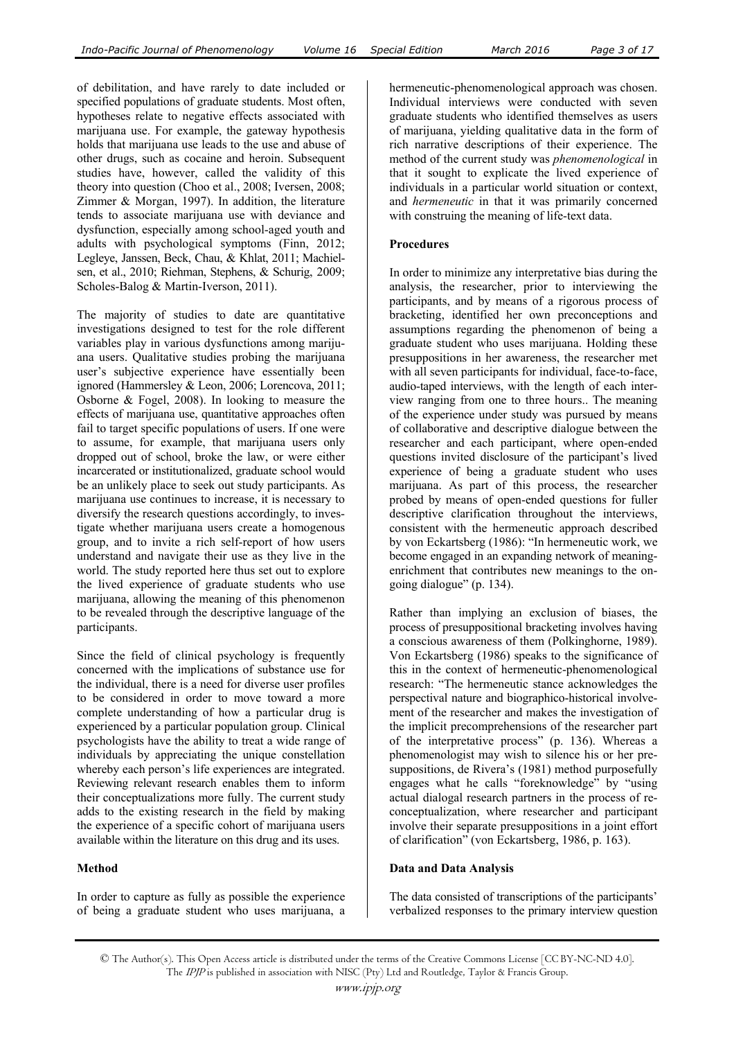of debilitation, and have rarely to date included or specified populations of graduate students. Most often, hypotheses relate to negative effects associated with marijuana use. For example, the gateway hypothesis holds that marijuana use leads to the use and abuse of other drugs, such as cocaine and heroin. Subsequent studies have, however, called the validity of this theory into question (Choo et al., 2008; Iversen, 2008; Zimmer & Morgan, 1997). In addition, the literature tends to associate marijuana use with deviance and dysfunction, especially among school-aged youth and adults with psychological symptoms (Finn, 2012; Legleye, Janssen, Beck, Chau, & Khlat, 2011; Machielsen, et al., 2010; Riehman, Stephens, & Schurig, 2009; Scholes-Balog & Martin-Iverson, 2011).

The majority of studies to date are quantitative investigations designed to test for the role different variables play in various dysfunctions among marijuana users. Qualitative studies probing the marijuana user's subjective experience have essentially been ignored (Hammersley & Leon, 2006; Lorencova, 2011; Osborne & Fogel, 2008). In looking to measure the effects of marijuana use, quantitative approaches often fail to target specific populations of users. If one were to assume, for example, that marijuana users only dropped out of school, broke the law, or were either incarcerated or institutionalized, graduate school would be an unlikely place to seek out study participants. As marijuana use continues to increase, it is necessary to diversify the research questions accordingly, to investigate whether marijuana users create a homogenous group, and to invite a rich self-report of how users understand and navigate their use as they live in the world. The study reported here thus set out to explore the lived experience of graduate students who use marijuana, allowing the meaning of this phenomenon to be revealed through the descriptive language of the participants.

Since the field of clinical psychology is frequently concerned with the implications of substance use for the individual, there is a need for diverse user profiles to be considered in order to move toward a more complete understanding of how a particular drug is experienced by a particular population group. Clinical psychologists have the ability to treat a wide range of individuals by appreciating the unique constellation whereby each person's life experiences are integrated. Reviewing relevant research enables them to inform their conceptualizations more fully. The current study adds to the existing research in the field by making the experience of a specific cohort of marijuana users available within the literature on this drug and its uses.

**Method**

In order to capture as fully as possible the experience of being a graduate student who uses marijuana, a hermeneutic-phenomenological approach was chosen. Individual interviews were conducted with seven graduate students who identified themselves as users of marijuana, yielding qualitative data in the form of rich narrative descriptions of their experience. The method of the current study was *phenomenological* in that it sought to explicate the lived experience of individuals in a particular world situation or context, and *hermeneutic* in that it was primarily concerned with construing the meaning of life-text data.

**Procedures**

In order to minimize any interpretative bias during the analysis, the researcher, prior to interviewing the participants, and by means of a rigorous process of bracketing, identified her own preconceptions and assumptions regarding the phenomenon of being a graduate student who uses marijuana. Holding these presuppositions in her awareness, the researcher met with all seven participants for individual, face-to-face, audio-taped interviews, with the length of each interview ranging from one to three hours.. The meaning of the experience under study was pursued by means of collaborative and descriptive dialogue between the researcher and each participant, where open-ended questions invited disclosure of the participant's lived experience of being a graduate student who uses marijuana. As part of this process, the researcher probed by means of open-ended questions for fuller descriptive clarification throughout the interviews, consistent with the hermeneutic approach described by von Eckartsberg (1986): "In hermeneutic work, we become engaged in an expanding network of meaning-enrichment that contributes new meanings to the ongoing dialogue" (p. 134).

Rather than implying an exclusion of biases, the process of presuppositional bracketing involves having a conscious awareness of them (Polkinghorne, 1989). Von Eckartsberg (1986) speaks to the significance of this in the context of hermeneutic-phenomenological research: "The hermeneutic stance acknowledges the perspectival nature and biographico-historical involvement of the researcher and makes the investigation of the implicit precomprehensions of the researcher part of the interpretative process" (p. 136). Whereas a phenomenologist may wish to silence his or her presuppositions, de Rivera's (1981) method purposefully engages what he calls "foreknowledge" by "using actual dialogal research partners in the process of reconceptualization, where researcher and participant involve their separate presuppositions in a joint effort of clarification" (von Eckartsberg, 1986, p. 163).

**Data and Data Analysis**

The data consisted of transcriptions of the participants' verbalized responses to the primary interview question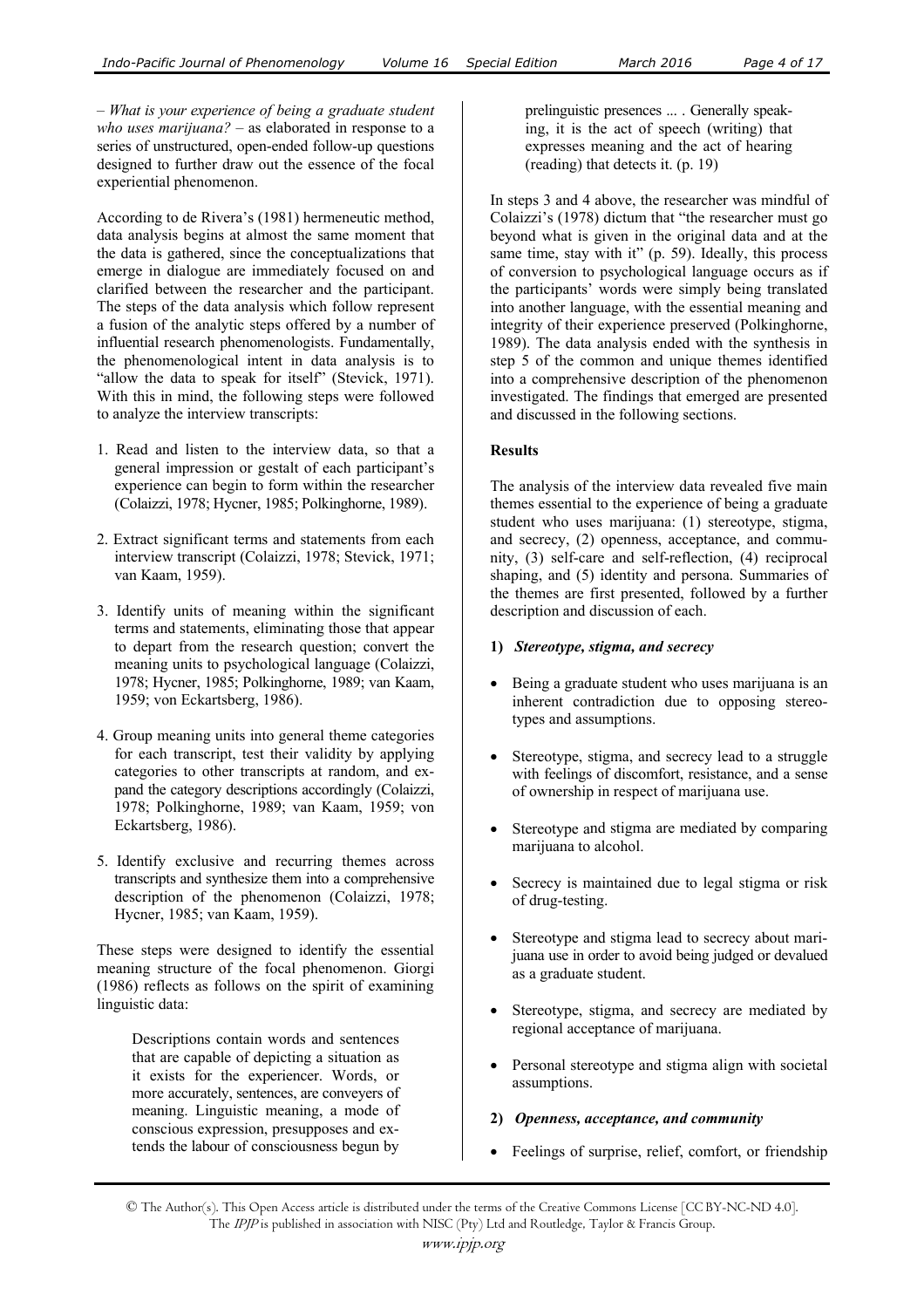– *What is your experience of being a graduate student who uses marijuana?* – as elaborated in response to a series of unstructured, open-ended follow-up questions designed to further draw out the essence of the focal experiential phenomenon.

According to de Rivera's (1981) hermeneutic method, data analysis begins at almost the same moment that the data is gathered, since the conceptualizations that emerge in dialogue are immediately focused on and clarified between the researcher and the participant. The steps of the data analysis which follow represent a fusion of the analytic steps offered by a number of influential research phenomenologists. Fundamentally, the phenomenological intent in data analysis is to "allow the data to speak for itself" (Stevick, 1971). With this in mind, the following steps were followed to analyze the interview transcripts:

1. Read and listen to the interview data, so that a general impression or gestalt of each participant's experience can begin to form within the researcher (Colaizzi, 1978; Hycner, 1985; Polkinghorne, 1989).

2. Extract significant terms and statements from each interview transcript (Colaizzi, 1978; Stevick, 1971; van Kaam, 1959).

3. Identify units of meaning within the significant terms and statements, eliminating those that appear to depart from the research question; convert the meaning units to psychological language (Colaizzi, 1978; Hycner, 1985; Polkinghorne, 1989; van Kaam, 1959; von Eckartsberg, 1986).

4. Group meaning units into general theme categories for each transcript, test their validity by applying categories to other transcripts at random, and expand the category descriptions accordingly (Colaizzi, 1978; Polkinghorne, 1989; van Kaam, 1959; von Eckartsberg, 1986).

5. Identify exclusive and recurring themes across transcripts and synthesize them into a comprehensive description of the phenomenon (Colaizzi, 1978; Hycner, 1985; van Kaam, 1959).

These steps were designed to identify the essential meaning structure of the focal phenomenon. Giorgi (1986) reflects as follows on the spirit of examining linguistic data:

> Descriptions contain words and sentences that are capable of depicting a situation as it exists for the experiencer. Words, or more accurately, sentences, are conveyers of meaning. Linguistic meaning, a mode of conscious expression, presupposes and extends the labour of consciousness begun by prelinguistic presences ... . Generally speaking, it is the act of speech (writing) that expresses meaning and the act of hearing (reading) that detects it. (p. 19)

In steps 3 and 4 above, the researcher was mindful of Colaizzi's (1978) dictum that "the researcher must go beyond what is given in the original data and at the same time, stay with it" (p. 59). Ideally, this process of conversion to psychological language occurs as if the participants' words were simply being translated into another language, with the essential meaning and integrity of their experience preserved (Polkinghorne, 1989). The data analysis ended with the synthesis in step 5 of the common and unique themes identified into a comprehensive description of the phenomenon investigated. The findings that emerged are presented and discussed in the following sections.

## Results

The analysis of the interview data revealed five main themes essential to the experience of being a graduate student who uses marijuana: (1) stereotype, stigma, and secrecy, (2) openness, acceptance, and community, (3) self-care and self-reflection, (4) reciprocal shaping, and (5) identity and persona. Summaries of the themes are first presented, followed by a further description and discussion of each.

### 1) *Stereotype, stigma, and secrecy*

- Being a graduate student who uses marijuana is an inherent contradiction due to opposing stereotypes and assumptions.
- Stereotype, stigma, and secrecy lead to a struggle with feelings of discomfort, resistance, and a sense of ownership in respect of marijuana use.
- Stereotype and stigma are mediated by comparing marijuana to alcohol.
- Secrecy is maintained due to legal stigma or risk of drug-testing.
- Stereotype and stigma lead to secrecy about marijuana use in order to avoid being judged or devalued as a graduate student.
- Stereotype, stigma, and secrecy are mediated by regional acceptance of marijuana.
- Personal stereotype and stigma align with societal assumptions.

### 2) *Openness, acceptance, and community*

- Feelings of surprise, relief, comfort, or friendship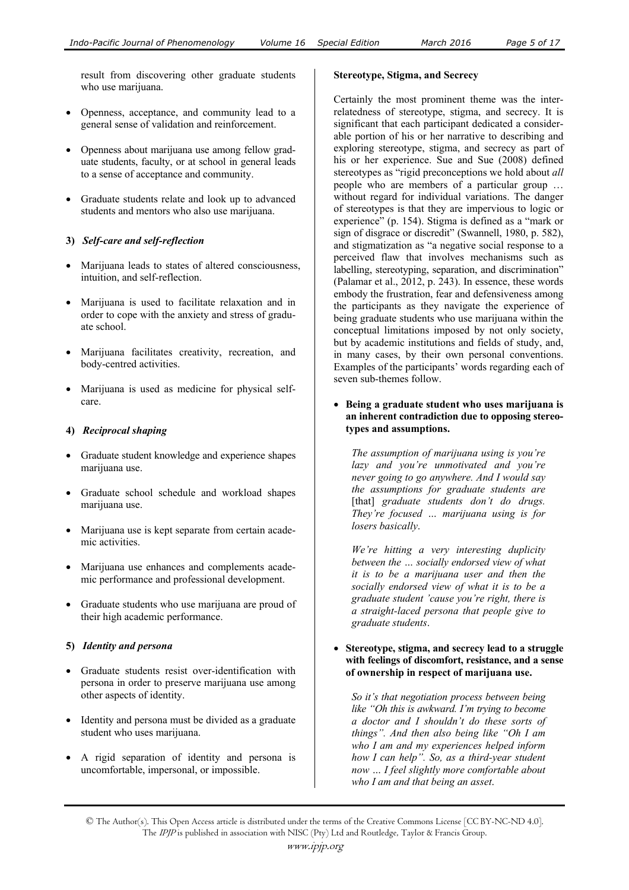result from discovering other graduate students who use marijuana.

- Openness, acceptance, and community lead to a general sense of validation and reinforcement.
- Openness about marijuana use among fellow graduate students, faculty, or at school in general leads to a sense of acceptance and community.
- Graduate students relate and look up to advanced students and mentors who also use marijuana.

**3)** ***Self-care and self-reflection***

- Marijuana leads to states of altered consciousness, intuition, and self-reflection.
- Marijuana is used to facilitate relaxation and in order to cope with the anxiety and stress of graduate school.
- Marijuana facilitates creativity, recreation, and body-centred activities.
- Marijuana is used as medicine for physical self-care.

**4)** ***Reciprocal shaping***

- Graduate student knowledge and experience shapes marijuana use.
- Graduate school schedule and workload shapes marijuana use.
- Marijuana use is kept separate from certain academic activities.
- Marijuana use enhances and complements academic performance and professional development.
- Graduate students who use marijuana are proud of their high academic performance.

**5)** ***Identity and persona***

- Graduate students resist over-identification with persona in order to preserve marijuana use among other aspects of identity.
- Identity and persona must be divided as a graduate student who uses marijuana.
- A rigid separation of identity and persona is uncomfortable, impersonal, or impossible.

**Stereotype, Stigma, and Secrecy**

Certainly the most prominent theme was the inter-relatedness of stereotype, stigma, and secrecy. It is significant that each participant dedicated a considerable portion of his or her narrative to describing and exploring stereotype, stigma, and secrecy as part of his or her experience. Sue and Sue (2008) defined stereotypes as "rigid preconceptions we hold about *all* people who are members of a particular group … without regard for individual variations. The danger of stereotypes is that they are impervious to logic or experience" (p. 154). Stigma is defined as a "mark or sign of disgrace or discredit" (Swannell, 1980, p. 582), and stigmatization as "a negative social response to a perceived flaw that involves mechanisms such as labelling, stereotyping, separation, and discrimination" (Palamar et al., 2012, p. 243). In essence, these words embody the frustration, fear and defensiveness among the participants as they navigate the experience of being graduate students who use marijuana within the conceptual limitations imposed by not only society, but by academic institutions and fields of study, and, in many cases, by their own personal conventions. Examples of the participants' words regarding each of seven sub-themes follow.

- **Being a graduate student who uses marijuana is an inherent contradiction due to opposing stereotypes and assumptions.**

  *The assumption of marijuana using is you're lazy and you're unmotivated and you're never going to go anywhere. And I would say the assumptions for graduate students are* [that] *graduate students don't do drugs. They're focused … marijuana using is for losers basically*.

  *We're hitting a very interesting duplicity between the … socially endorsed view of what it is to be a marijuana user and then the socially endorsed view of what it is to be a graduate student 'cause you're right, there is a straight-laced persona that people give to graduate students*.

- **Stereotype, stigma, and secrecy lead to a struggle with feelings of discomfort, resistance, and a sense of ownership in respect of marijuana use.**

  *So it's that negotiation process between being like "Oh this is awkward. I'm trying to become a doctor and I shouldn't do these sorts of things". And then also being like "Oh I am who I am and my experiences helped inform how I can help". So, as a third-year student now … I feel slightly more comfortable about who I am and that being an asset*.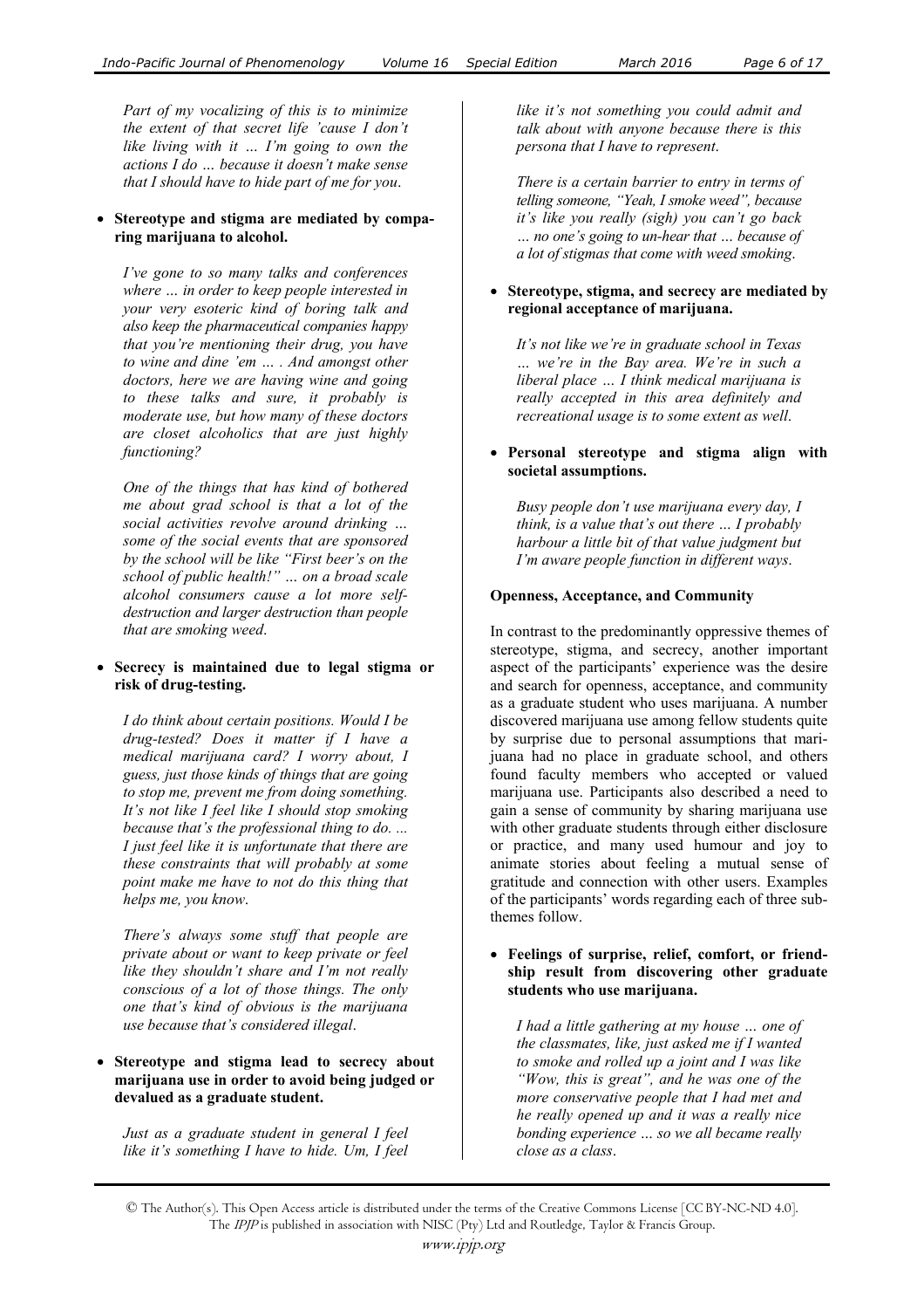*Part of my vocalizing of this is to minimize the extent of that secret life 'cause I don't like living with it … I'm going to own the actions I do … because it doesn't make sense that I should have to hide part of me for you.*

- **Stereotype and stigma are mediated by comparing marijuana to alcohol.**

*I've gone to so many talks and conferences where … in order to keep people interested in your very esoteric kind of boring talk and also keep the pharmaceutical companies happy that you're mentioning their drug, you have to wine and dine 'em … . And amongst other doctors, here we are having wine and going to these talks and sure, it probably is moderate use, but how many of these doctors are closet alcoholics that are just highly functioning?*

*One of the things that has kind of bothered me about grad school is that a lot of the social activities revolve around drinking … some of the social events that are sponsored by the school will be like "First beer's on the school of public health!" … on a broad scale alcohol consumers cause a lot more self-destruction and larger destruction than people that are smoking weed.*

- **Secrecy is maintained due to legal stigma or risk of drug-testing.**

*I do think about certain positions. Would I be drug-tested? Does it matter if I have a medical marijuana card? I worry about, I guess, just those kinds of things that are going to stop me, prevent me from doing something. It's not like I feel like I should stop smoking because that's the professional thing to do. ... I just feel like it is unfortunate that there are these constraints that will probably at some point make me have to not do this thing that helps me, you know.*

*There's always some stuff that people are private about or want to keep private or feel like they shouldn't share and I'm not really conscious of a lot of those things. The only one that's kind of obvious is the marijuana use because that's considered illegal.*

- **Stereotype and stigma lead to secrecy about marijuana use in order to avoid being judged or devalued as a graduate student.**

*Just as a graduate student in general I feel like it's something I have to hide. Um, I feel like it's not something you could admit and talk about with anyone because there is this persona that I have to represent.*

*There is a certain barrier to entry in terms of telling someone, "Yeah, I smoke weed", because it's like you really (sigh) you can't go back … no one's going to un-hear that … because of a lot of stigmas that come with weed smoking.*

- **Stereotype, stigma, and secrecy are mediated by regional acceptance of marijuana.**

*It's not like we're in graduate school in Texas … we're in the Bay area. We're in such a liberal place … I think medical marijuana is really accepted in this area definitely and recreational usage is to some extent as well.*

- **Personal stereotype and stigma align with societal assumptions.**

*Busy people don't use marijuana every day, I think, is a value that's out there … I probably harbour a little bit of that value judgment but I'm aware people function in different ways.*

**Openness, Acceptance, and Community**

In contrast to the predominantly oppressive themes of stereotype, stigma, and secrecy, another important aspect of the participants' experience was the desire and search for openness, acceptance, and community as a graduate student who uses marijuana. A number discovered marijuana use among fellow students quite by surprise due to personal assumptions that marijuana had no place in graduate school, and others found faculty members who accepted or valued marijuana use. Participants also described a need to gain a sense of community by sharing marijuana use with other graduate students through either disclosure or practice, and many used humour and joy to animate stories about feeling a mutual sense of gratitude and connection with other users. Examples of the participants' words regarding each of three sub-themes follow.

- **Feelings of surprise, relief, comfort, or friendship result from discovering other graduate students who use marijuana.**

*I had a little gathering at my house … one of the classmates, like, just asked me if I wanted to smoke and rolled up a joint and I was like "Wow, this is great", and he was one of the more conservative people that I had met and he really opened up and it was a really nice bonding experience … so we all became really close as a class.*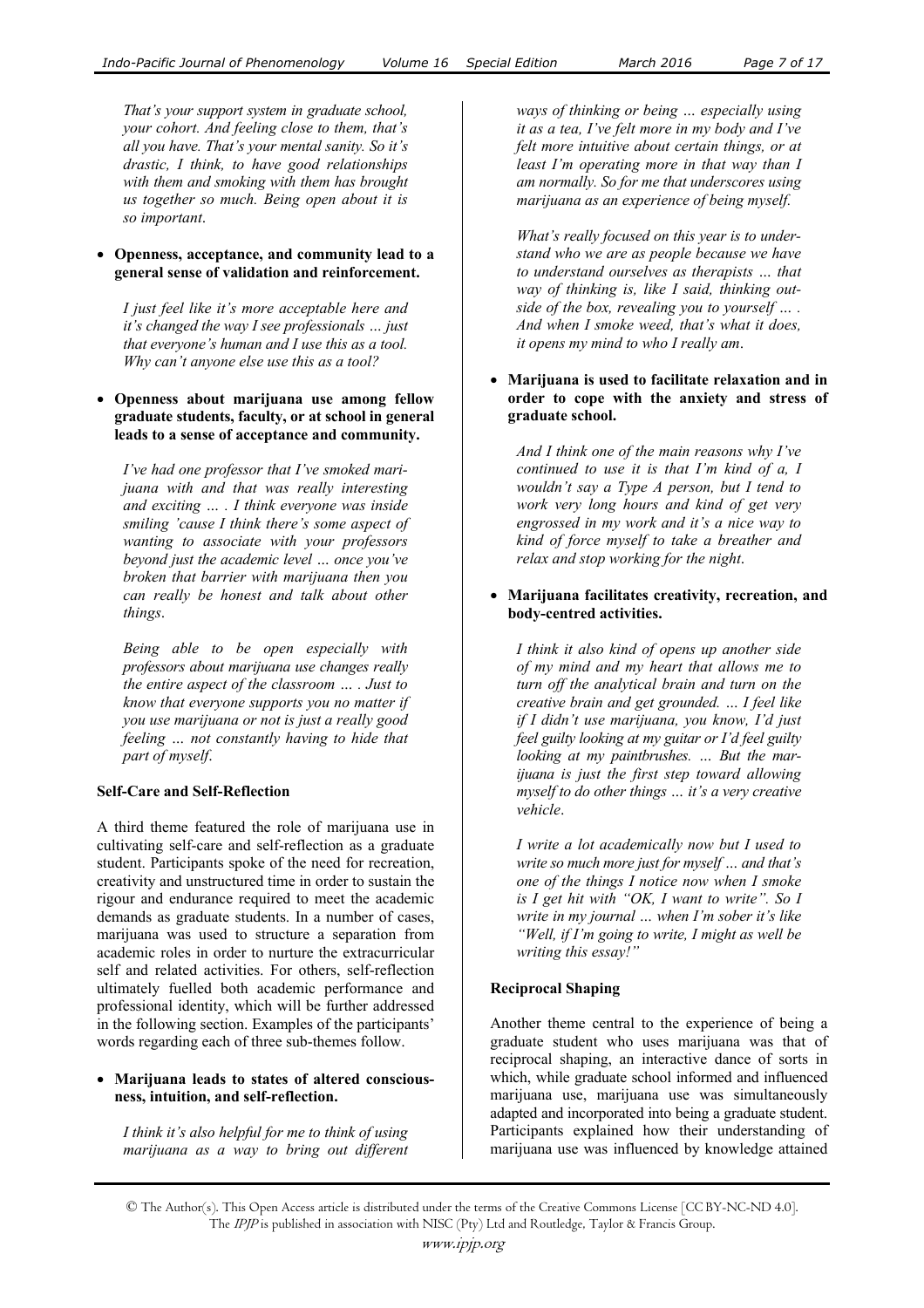*That's your support system in graduate school, your cohort. And feeling close to them, that's all you have. That's your mental sanity. So it's drastic, I think, to have good relationships with them and smoking with them has brought us together so much. Being open about it is so important*.

- **Openness, acceptance, and community lead to a general sense of validation and reinforcement.**

*I just feel like it's more acceptable here and it's changed the way I see professionals … just that everyone's human and I use this as a tool. Why can't anyone else use this as a tool?*

- **Openness about marijuana use among fellow graduate students, faculty, or at school in general leads to a sense of acceptance and community.**

*I've had one professor that I've smoked marijuana with and that was really interesting and exciting … . I think everyone was inside smiling 'cause I think there's some aspect of wanting to associate with your professors beyond just the academic level … once you've broken that barrier with marijuana then you can really be honest and talk about other things*.

*Being able to be open especially with professors about marijuana use changes really the entire aspect of the classroom … . Just to know that everyone supports you no matter if you use marijuana or not is just a really good feeling … not constantly having to hide that part of myself*.

### Self-Care and Self-Reflection

A third theme featured the role of marijuana use in cultivating self-care and self-reflection as a graduate student. Participants spoke of the need for recreation, creativity and unstructured time in order to sustain the rigour and endurance required to meet the academic demands as graduate students. In a number of cases, marijuana was used to structure a separation from academic roles in order to nurture the extracurricular self and related activities. For others, self-reflection ultimately fuelled both academic performance and professional identity, which will be further addressed in the following section. Examples of the participants' words regarding each of three sub-themes follow.

- **Marijuana leads to states of altered consciousness, intuition, and self-reflection.**

*I think it's also helpful for me to think of using marijuana as a way to bring out different ways of thinking or being … especially using it as a tea, I've felt more in my body and I've felt more intuitive about certain things, or at least I'm operating more in that way than I am normally. So for me that underscores using marijuana as an experience of being myself.*

*What's really focused on this year is to understand who we are as people because we have to understand ourselves as therapists … that way of thinking is, like I said, thinking outside of the box, revealing you to yourself … . And when I smoke weed, that's what it does, it opens my mind to who I really am*.

- **Marijuana is used to facilitate relaxation and in order to cope with the anxiety and stress of graduate school.**

*And I think one of the main reasons why I've continued to use it is that I'm kind of a, I wouldn't say a Type A person, but I tend to work very long hours and kind of get very engrossed in my work and it's a nice way to kind of force myself to take a breather and relax and stop working for the night*.

- **Marijuana facilitates creativity, recreation, and body-centred activities.**

*I think it also kind of opens up another side of my mind and my heart that allows me to turn off the analytical brain and turn on the creative brain and get grounded. … I feel like if I didn't use marijuana, you know, I'd just feel guilty looking at my guitar or I'd feel guilty looking at my paintbrushes. … But the marijuana is just the first step toward allowing myself to do other things … it's a very creative vehicle*.

*I write a lot academically now but I used to write so much more just for myself … and that's one of the things I notice now when I smoke is I get hit with "OK, I want to write". So I write in my journal … when I'm sober it's like "Well, if I'm going to write, I might as well be writing this essay!"*

### Reciprocal Shaping

Another theme central to the experience of being a graduate student who uses marijuana was that of reciprocal shaping, an interactive dance of sorts in which, while graduate school informed and influenced marijuana use, marijuana use was simultaneously adapted and incorporated into being a graduate student. Participants explained how their understanding of marijuana use was influenced by knowledge attained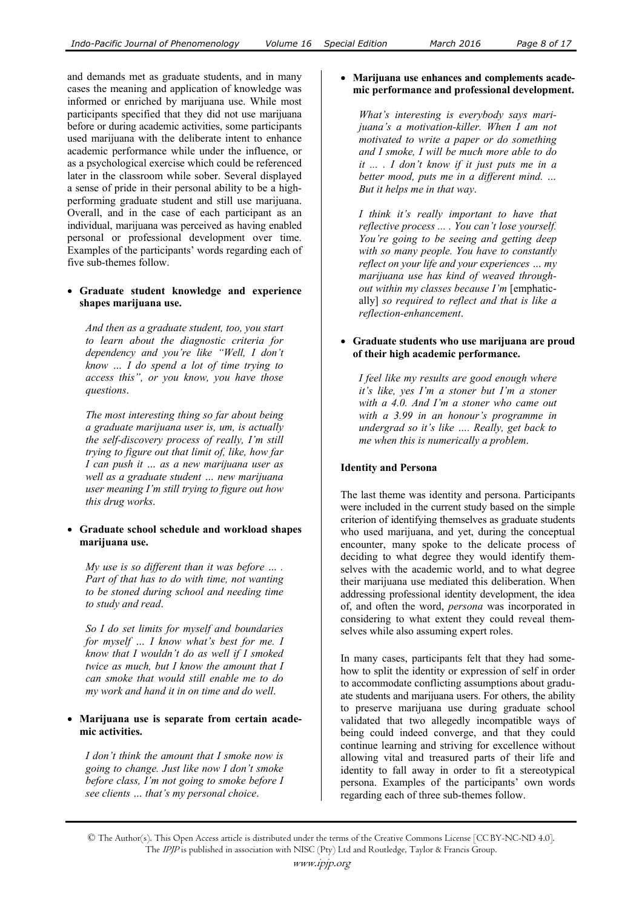and demands met as graduate students, and in many cases the meaning and application of knowledge was informed or enriched by marijuana use. While most participants specified that they did not use marijuana before or during academic activities, some participants used marijuana with the deliberate intent to enhance academic performance while under the influence, or as a psychological exercise which could be referenced later in the classroom while sober. Several displayed a sense of pride in their personal ability to be a high-performing graduate student and still use marijuana. Overall, and in the case of each participant as an individual, marijuana was perceived as having enabled personal or professional development over time. Examples of the participants' words regarding each of five sub-themes follow.

- **Graduate student knowledge and experience shapes marijuana use.**

*And then as a graduate student, too, you start to learn about the diagnostic criteria for dependency and you're like "Well, I don't know … I do spend a lot of time trying to access this", or you know, you have those questions.*

*The most interesting thing so far about being a graduate marijuana user is, um, is actually the self-discovery process of really, I'm still trying to figure out that limit of, like, how far I can push it … as a new marijuana user as well as a graduate student … new marijuana user meaning I'm still trying to figure out how this drug works.*

- **Graduate school schedule and workload shapes marijuana use.**

*My use is so different than it was before … . Part of that has to do with time, not wanting to be stoned during school and needing time to study and read.*

*So I do set limits for myself and boundaries for myself … I know what's best for me. I know that I wouldn't do as well if I smoked twice as much, but I know the amount that I can smoke that would still enable me to do my work and hand it in on time and do well.*

- **Marijuana use is separate from certain academic activities.**

*I don't think the amount that I smoke now is going to change. Just like now I don't smoke before class, I'm not going to smoke before I see clients … that's my personal choice.*

- **Marijuana use enhances and complements academic performance and professional development.**

*What's interesting is everybody says marijuana's a motivation-killer. When I am not motivated to write a paper or do something and I smoke, I will be much more able to do it … . I don't know if it just puts me in a better mood, puts me in a different mind. … But it helps me in that way.*

*I think it's really important to have that reflective process … . You can't lose yourself. You're going to be seeing and getting deep with so many people. You have to constantly reflect on your life and your experiences … my marijuana use has kind of weaved throughout within my classes because I'm* [emphatically] *so required to reflect and that is like a reflection-enhancement.*

- **Graduate students who use marijuana are proud of their high academic performance.**

*I feel like my results are good enough where it's like, yes I'm a stoner but I'm a stoner with a 4.0. And I'm a stoner who came out with a 3.99 in an honour's programme in undergrad so it's like …. Really, get back to me when this is numerically a problem.*

### Identity and Persona

The last theme was identity and persona. Participants were included in the current study based on the simple criterion of identifying themselves as graduate students who used marijuana, and yet, during the conceptual encounter, many spoke to the delicate process of deciding to what degree they would identify themselves with the academic world, and to what degree their marijuana use mediated this deliberation. When addressing professional identity development, the idea of, and often the word, *persona* was incorporated in considering to what extent they could reveal themselves while also assuming expert roles.

In many cases, participants felt that they had somehow to split the identity or expression of self in order to accommodate conflicting assumptions about graduate students and marijuana users. For others, the ability to preserve marijuana use during graduate school validated that two allegedly incompatible ways of being could indeed converge, and that they could continue learning and striving for excellence without allowing vital and treasured parts of their life and identity to fall away in order to fit a stereotypical persona. Examples of the participants' own words regarding each of three sub-themes follow.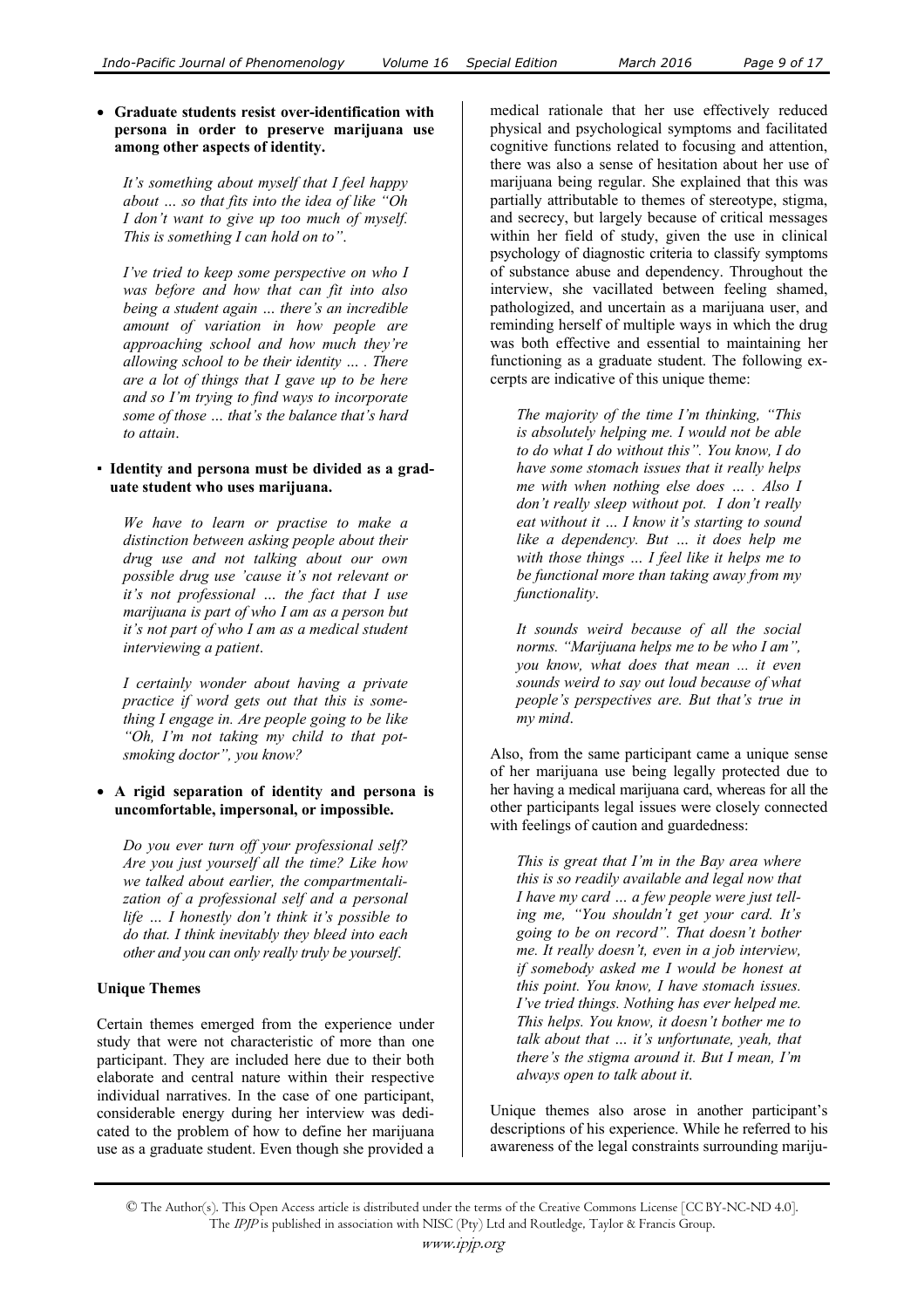- **Graduate students resist over-identification with persona in order to preserve marijuana use among other aspects of identity.**

  *It's something about myself that I feel happy about … so that fits into the idea of like "Oh I don't want to give up too much of myself. This is something I can hold on to".*

  *I've tried to keep some perspective on who I was before and how that can fit into also being a student again … there's an incredible amount of variation in how people are approaching school and how much they're allowing school to be their identity … . There are a lot of things that I gave up to be here and so I'm trying to find ways to incorporate some of those … that's the balance that's hard to attain.*

- **Identity and persona must be divided as a graduate student who uses marijuana.**

  *We have to learn or practise to make a distinction between asking people about their drug use and not talking about our own possible drug use 'cause it's not relevant or it's not professional … the fact that I use marijuana is part of who I am as a person but it's not part of who I am as a medical student interviewing a patient.*

  *I certainly wonder about having a private practice if word gets out that this is something I engage in. Are people going to be like "Oh, I'm not taking my child to that pot-smoking doctor", you know?*

- **A rigid separation of identity and persona is uncomfortable, impersonal, or impossible.**

  *Do you ever turn off your professional self? Are you just yourself all the time? Like how we talked about earlier, the compartmentalization of a professional self and a personal life … I honestly don't think it's possible to do that. I think inevitably they bleed into each other and you can only really truly be yourself.*

**Unique Themes**

Certain themes emerged from the experience under study that were not characteristic of more than one participant. They are included here due to their both elaborate and central nature within their respective individual narratives. In the case of one participant, considerable energy during her interview was dedicated to the problem of how to define her marijuana use as a graduate student. Even though she provided a medical rationale that her use effectively reduced physical and psychological symptoms and facilitated cognitive functions related to focusing and attention, there was also a sense of hesitation about her use of marijuana being regular. She explained that this was partially attributable to themes of stereotype, stigma, and secrecy, but largely because of critical messages within her field of study, given the use in clinical psychology of diagnostic criteria to classify symptoms of substance abuse and dependency. Throughout the interview, she vacillated between feeling shamed, pathologized, and uncertain as a marijuana user, and reminding herself of multiple ways in which the drug was both effective and essential to maintaining her functioning as a graduate student. The following excerpts are indicative of this unique theme:

> *The majority of the time I'm thinking, "This is absolutely helping me. I would not be able to do what I do without this". You know, I do have some stomach issues that it really helps me with when nothing else does … . Also I don't really sleep without pot. I don't really eat without it … I know it's starting to sound like a dependency. But … it does help me with those things … I feel like it helps me to be functional more than taking away from my functionality.*

> *It sounds weird because of all the social norms. "Marijuana helps me to be who I am", you know, what does that mean ... it even sounds weird to say out loud because of what people's perspectives are. But that's true in my mind.*

Also, from the same participant came a unique sense of her marijuana use being legally protected due to her having a medical marijuana card, whereas for all the other participants legal issues were closely connected with feelings of caution and guardedness:

> *This is great that I'm in the Bay area where this is so readily available and legal now that I have my card … a few people were just telling me, "You shouldn't get your card. It's going to be on record". That doesn't bother me. It really doesn't, even in a job interview, if somebody asked me I would be honest at this point. You know, I have stomach issues. I've tried things. Nothing has ever helped me. This helps. You know, it doesn't bother me to talk about that … it's unfortunate, yeah, that there's the stigma around it. But I mean, I'm always open to talk about it.*

Unique themes also arose in another participant's descriptions of his experience. While he referred to his awareness of the legal constraints surrounding mariju-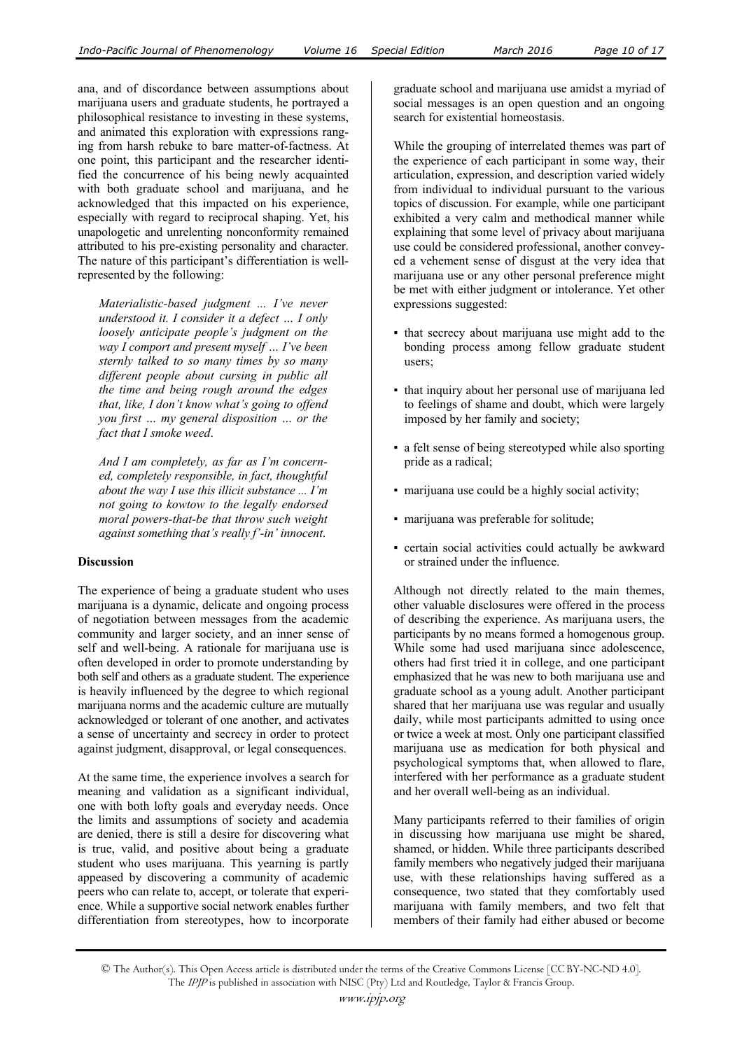ana, and of discordance between assumptions about marijuana users and graduate students, he portrayed a philosophical resistance to investing in these systems, and animated this exploration with expressions ranging from harsh rebuke to bare matter-of-factness. At one point, this participant and the researcher identified the concurrence of his being newly acquainted with both graduate school and marijuana, and he acknowledged that this impacted on his experience, especially with regard to reciprocal shaping. Yet, his unapologetic and unrelenting nonconformity remained attributed to his pre-existing personality and character. The nature of this participant's differentiation is well-represented by the following:

> *Materialistic-based judgment ... I've never understood it. I consider it a defect … I only loosely anticipate people's judgment on the way I comport and present myself … I've been sternly talked to so many times by so many different people about cursing in public all the time and being rough around the edges that, like, I don't know what's going to offend you first … my general disposition … or the fact that I smoke weed*.
>
> *And I am completely, as far as I'm concerned, completely responsible, in fact, thoughtful about the way I use this illicit substance ... I'm not going to kowtow to the legally endorsed moral powers-that-be that throw such weight against something that's really f'-in' innocent*.

**Discussion**

The experience of being a graduate student who uses marijuana is a dynamic, delicate and ongoing process of negotiation between messages from the academic community and larger society, and an inner sense of self and well-being. A rationale for marijuana use is often developed in order to promote understanding by both self and others as a graduate student. The experience is heavily influenced by the degree to which regional marijuana norms and the academic culture are mutually acknowledged or tolerant of one another, and activates a sense of uncertainty and secrecy in order to protect against judgment, disapproval, or legal consequences.

At the same time, the experience involves a search for meaning and validation as a significant individual, one with both lofty goals and everyday needs. Once the limits and assumptions of society and academia are denied, there is still a desire for discovering what is true, valid, and positive about being a graduate student who uses marijuana. This yearning is partly appeased by discovering a community of academic peers who can relate to, accept, or tolerate that experience. While a supportive social network enables further differentiation from stereotypes, how to incorporate graduate school and marijuana use amidst a myriad of social messages is an open question and an ongoing search for existential homeostasis.

While the grouping of interrelated themes was part of the experience of each participant in some way, their articulation, expression, and description varied widely from individual to individual pursuant to the various topics of discussion. For example, while one participant exhibited a very calm and methodical manner while explaining that some level of privacy about marijuana use could be considered professional, another conveyed a vehement sense of disgust at the very idea that marijuana use or any other personal preference might be met with either judgment or intolerance. Yet other expressions suggested:

- that secrecy about marijuana use might add to the bonding process among fellow graduate student users;
- that inquiry about her personal use of marijuana led to feelings of shame and doubt, which were largely imposed by her family and society;
- a felt sense of being stereotyped while also sporting pride as a radical;
- marijuana use could be a highly social activity;
- marijuana was preferable for solitude;
- certain social activities could actually be awkward or strained under the influence.

Although not directly related to the main themes, other valuable disclosures were offered in the process of describing the experience. As marijuana users, the participants by no means formed a homogenous group. While some had used marijuana since adolescence, others had first tried it in college, and one participant emphasized that he was new to both marijuana use and graduate school as a young adult. Another participant shared that her marijuana use was regular and usually daily, while most participants admitted to using once or twice a week at most. Only one participant classified marijuana use as medication for both physical and psychological symptoms that, when allowed to flare, interfered with her performance as a graduate student and her overall well-being as an individual.

Many participants referred to their families of origin in discussing how marijuana use might be shared, shamed, or hidden. While three participants described family members who negatively judged their marijuana use, with these relationships having suffered as a consequence, two stated that they comfortably used marijuana with family members, and two felt that members of their family had either abused or become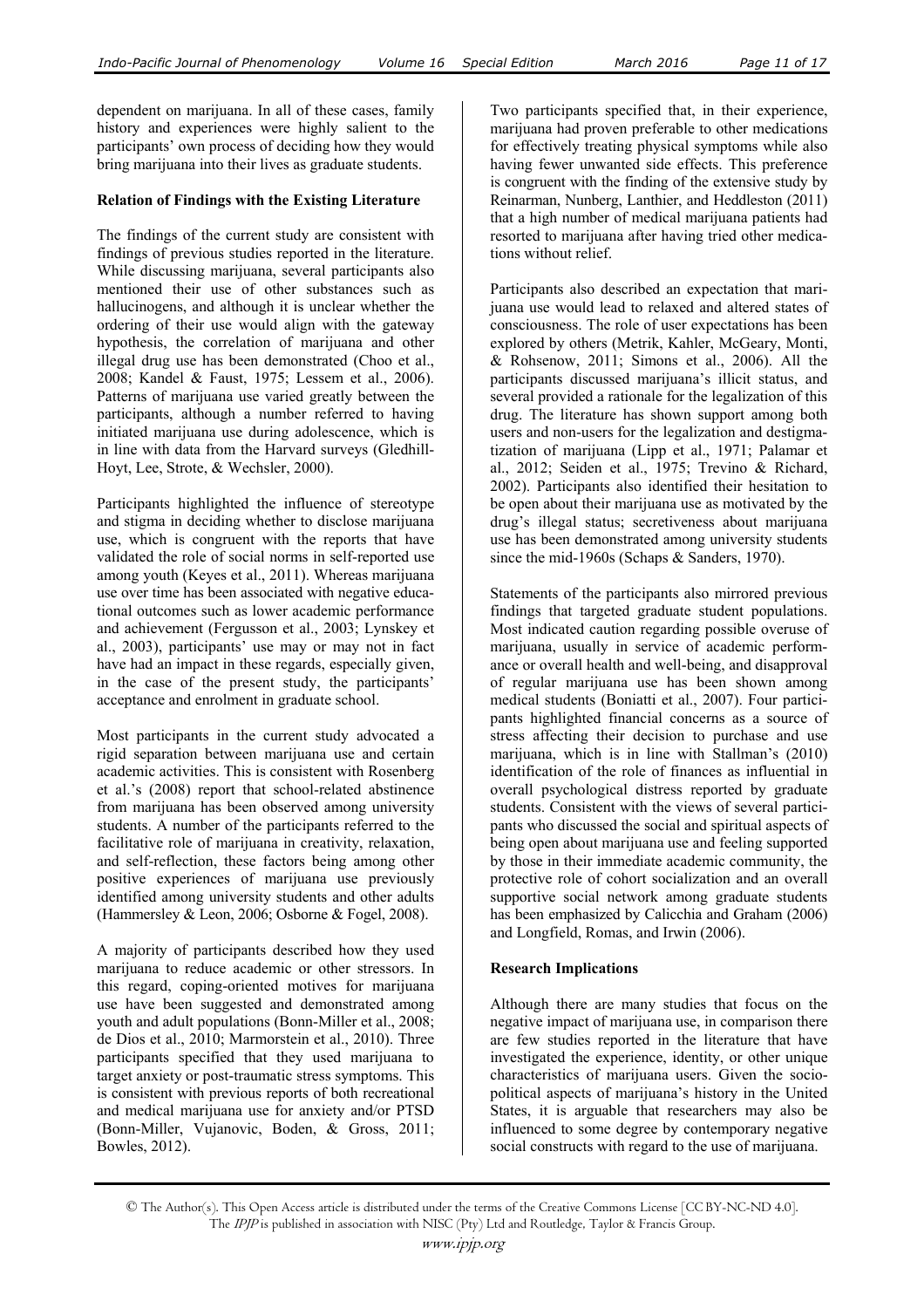dependent on marijuana. In all of these cases, family history and experiences were highly salient to the participants' own process of deciding how they would bring marijuana into their lives as graduate students.

**Relation of Findings with the Existing Literature**

The findings of the current study are consistent with findings of previous studies reported in the literature. While discussing marijuana, several participants also mentioned their use of other substances such as hallucinogens, and although it is unclear whether the ordering of their use would align with the gateway hypothesis, the correlation of marijuana and other illegal drug use has been demonstrated (Choo et al., 2008; Kandel & Faust, 1975; Lessem et al., 2006). Patterns of marijuana use varied greatly between the participants, although a number referred to having initiated marijuana use during adolescence, which is in line with data from the Harvard surveys (Gledhill-Hoyt, Lee, Strote, & Wechsler, 2000).

Participants highlighted the influence of stereotype and stigma in deciding whether to disclose marijuana use, which is congruent with the reports that have validated the role of social norms in self-reported use among youth (Keyes et al., 2011). Whereas marijuana use over time has been associated with negative educational outcomes such as lower academic performance and achievement (Fergusson et al., 2003; Lynskey et al., 2003), participants' use may or may not in fact have had an impact in these regards, especially given, in the case of the present study, the participants' acceptance and enrolment in graduate school.

Most participants in the current study advocated a rigid separation between marijuana use and certain academic activities. This is consistent with Rosenberg et al.'s (2008) report that school-related abstinence from marijuana has been observed among university students. A number of the participants referred to the facilitative role of marijuana in creativity, relaxation, and self-reflection, these factors being among other positive experiences of marijuana use previously identified among university students and other adults (Hammersley & Leon, 2006; Osborne & Fogel, 2008).

A majority of participants described how they used marijuana to reduce academic or other stressors. In this regard, coping-oriented motives for marijuana use have been suggested and demonstrated among youth and adult populations (Bonn-Miller et al., 2008; de Dios et al., 2010; Marmorstein et al., 2010). Three participants specified that they used marijuana to target anxiety or post-traumatic stress symptoms. This is consistent with previous reports of both recreational and medical marijuana use for anxiety and/or PTSD (Bonn-Miller, Vujanovic, Boden, & Gross, 2011; Bowles, 2012).

Two participants specified that, in their experience, marijuana had proven preferable to other medications for effectively treating physical symptoms while also having fewer unwanted side effects. This preference is congruent with the finding of the extensive study by Reinarman, Nunberg, Lanthier, and Heddleston (2011) that a high number of medical marijuana patients had resorted to marijuana after having tried other medications without relief.

Participants also described an expectation that marijuana use would lead to relaxed and altered states of consciousness. The role of user expectations has been explored by others (Metrik, Kahler, McGeary, Monti, & Rohsenow, 2011; Simons et al., 2006). All the participants discussed marijuana's illicit status, and several provided a rationale for the legalization of this drug. The literature has shown support among both users and non-users for the legalization and destigmatization of marijuana (Lipp et al., 1971; Palamar et al., 2012; Seiden et al., 1975; Trevino & Richard, 2002). Participants also identified their hesitation to be open about their marijuana use as motivated by the drug's illegal status; secretiveness about marijuana use has been demonstrated among university students since the mid-1960s (Schaps & Sanders, 1970).

Statements of the participants also mirrored previous findings that targeted graduate student populations. Most indicated caution regarding possible overuse of marijuana, usually in service of academic performance or overall health and well-being, and disapproval of regular marijuana use has been shown among medical students (Boniatti et al., 2007). Four participants highlighted financial concerns as a source of stress affecting their decision to purchase and use marijuana, which is in line with Stallman's (2010) identification of the role of finances as influential in overall psychological distress reported by graduate students. Consistent with the views of several participants who discussed the social and spiritual aspects of being open about marijuana use and feeling supported by those in their immediate academic community, the protective role of cohort socialization and an overall supportive social network among graduate students has been emphasized by Calicchia and Graham (2006) and Longfield, Romas, and Irwin (2006).

**Research Implications**

Although there are many studies that focus on the negative impact of marijuana use, in comparison there are few studies reported in the literature that have investigated the experience, identity, or other unique characteristics of marijuana users. Given the sociopolitical aspects of marijuana's history in the United States, it is arguable that researchers may also be influenced to some degree by contemporary negative social constructs with regard to the use of marijuana.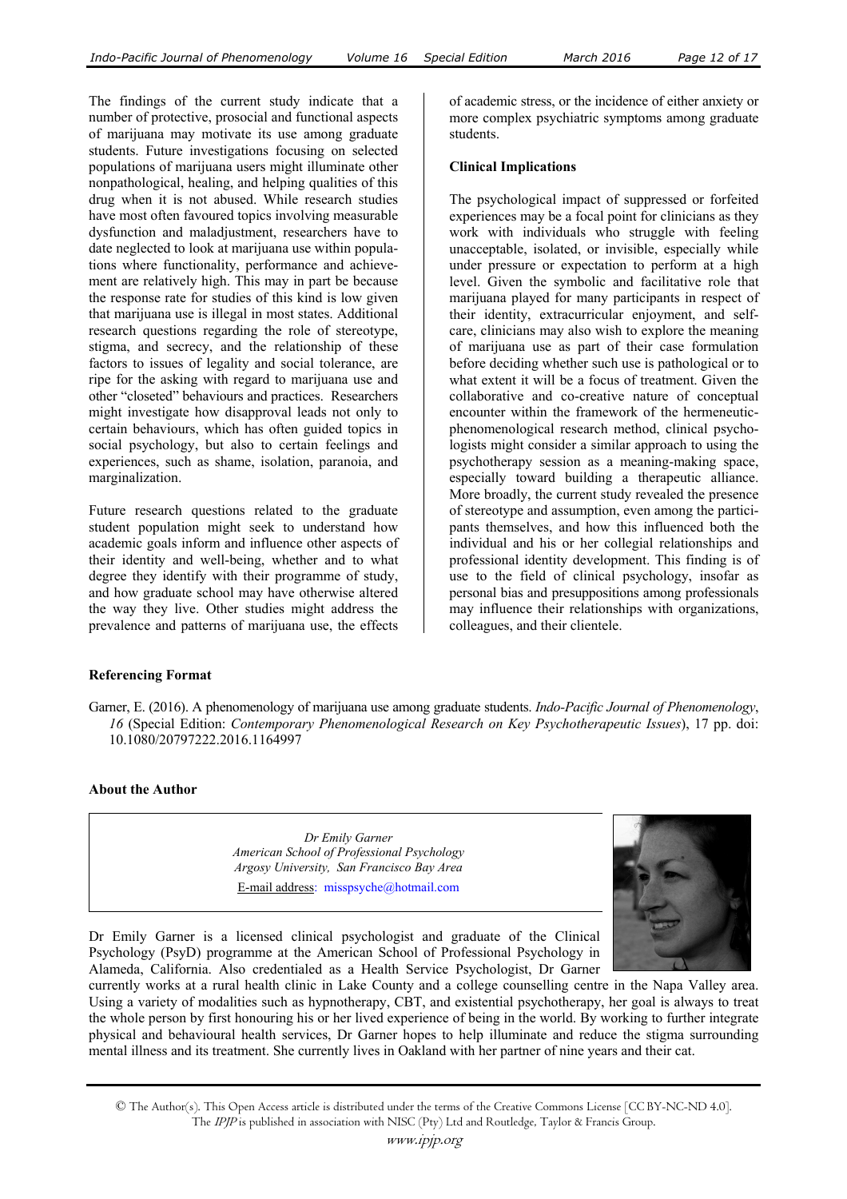The findings of the current study indicate that a number of protective, prosocial and functional aspects of marijuana may motivate its use among graduate students. Future investigations focusing on selected populations of marijuana users might illuminate other nonpathological, healing, and helping qualities of this drug when it is not abused. While research studies have most often favoured topics involving measurable dysfunction and maladjustment, researchers have to date neglected to look at marijuana use within populations where functionality, performance and achievement are relatively high. This may in part be because the response rate for studies of this kind is low given that marijuana use is illegal in most states. Additional research questions regarding the role of stereotype, stigma, and secrecy, and the relationship of these factors to issues of legality and social tolerance, are ripe for the asking with regard to marijuana use and other "closeted" behaviours and practices. Researchers might investigate how disapproval leads not only to certain behaviours, which has often guided topics in social psychology, but also to certain feelings and experiences, such as shame, isolation, paranoia, and marginalization.

Future research questions related to the graduate student population might seek to understand how academic goals inform and influence other aspects of their identity and well-being, whether and to what degree they identify with their programme of study, and how graduate school may have otherwise altered the way they live. Other studies might address the prevalence and patterns of marijuana use, the effects of academic stress, or the incidence of either anxiety or more complex psychiatric symptoms among graduate students.

### Clinical Implications

The psychological impact of suppressed or forfeited experiences may be a focal point for clinicians as they work with individuals who struggle with feeling unacceptable, isolated, or invisible, especially while under pressure or expectation to perform at a high level. Given the symbolic and facilitative role that marijuana played for many participants in respect of their identity, extracurricular enjoyment, and self-care, clinicians may also wish to explore the meaning of marijuana use as part of their case formulation before deciding whether such use is pathological or to what extent it will be a focus of treatment. Given the collaborative and co-creative nature of conceptual encounter within the framework of the hermeneutic-phenomenological research method, clinical psychologists might consider a similar approach to using the psychotherapy session as a meaning-making space, especially toward building a therapeutic alliance. More broadly, the current study revealed the presence of stereotype and assumption, even among the participants themselves, and how this influenced both the individual and his or her collegial relationships and professional identity development. This finding is of use to the field of clinical psychology, insofar as personal bias and presuppositions among professionals may influence their relationships with organizations, colleagues, and their clientele.

### Referencing Format

Garner, E. (2016). A phenomenology of marijuana use among graduate students. *Indo-Pacific Journal of Phenomenology*, *16* (Special Edition: *Contemporary Phenomenological Research on Key Psychotherapeutic Issues*), 17 pp. doi: 10.1080/20797222.2016.1164997

### About the Author

*Dr Emily Garner*
*American School of Professional Psychology*
*Argosy University, San Francisco Bay Area*
E-mail address: misspsyche@hotmail.com

Dr Emily Garner is a licensed clinical psychologist and graduate of the Clinical Psychology (PsyD) programme at the American School of Professional Psychology in Alameda, California. Also credentialed as a Health Service Psychologist, Dr Garner currently works at a rural health clinic in Lake County and a college counselling centre in the Napa Valley area. Using a variety of modalities such as hypnotherapy, CBT, and existential psychotherapy, her goal is always to treat the whole person by first honouring his or her lived experience of being in the world. By working to further integrate physical and behavioural health services, Dr Garner hopes to help illuminate and reduce the stigma surrounding mental illness and its treatment. She currently lives in Oakland with her partner of nine years and their cat.

© The Author(s). This Open Access article is distributed under the terms of the Creative Commons License [CC BY-NC-ND 4.0]. The *IPJP* is published in association with NISC (Pty) Ltd and Routledge, Taylor & Francis Group.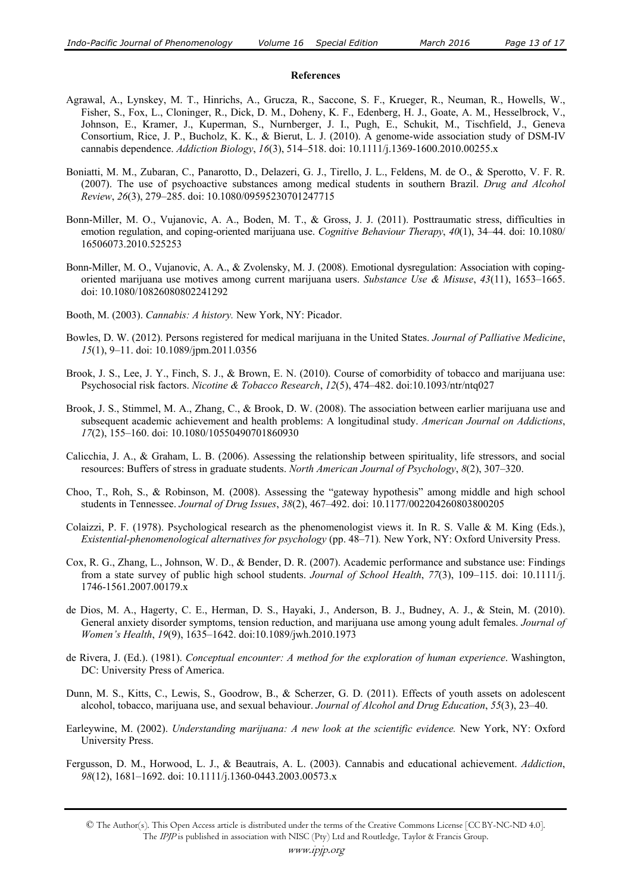**References**

Agrawal, A., Lynskey, M. T., Hinrichs, A., Grucza, R., Saccone, S. F., Krueger, R., Neuman, R., Howells, W., Fisher, S., Fox, L., Cloninger, R., Dick, D. M., Doheny, K. F., Edenberg, H. J., Goate, A. M., Hesselbrock, V., Johnson, E., Kramer, J., Kuperman, S., Nurnberger, J. I., Pugh, E., Schukit, M., Tischfield, J., Geneva Consortium, Rice, J. P., Bucholz, K. K., & Bierut, L. J. (2010). A genome-wide association study of DSM-IV cannabis dependence. *Addiction Biology*, *16*(3), 514–518. doi: 10.1111/j.1369-1600.2010.00255.x

Boniatti, M. M., Zubaran, C., Panarotto, D., Delazeri, G. J., Tirello, J. L., Feldens, M. de O., & Sperotto, V. F. R. (2007). The use of psychoactive substances among medical students in southern Brazil. *Drug and Alcohol Review*, *26*(3), 279–285. doi: 10.1080/09595230701247715

Bonn-Miller, M. O., Vujanovic, A. A., Boden, M. T., & Gross, J. J. (2011). Posttraumatic stress, difficulties in emotion regulation, and coping-oriented marijuana use. *Cognitive Behaviour Therapy*, *40*(1), 34–44. doi: 10.1080/16506073.2010.525253

Bonn-Miller, M. O., Vujanovic, A. A., & Zvolensky, M. J. (2008). Emotional dysregulation: Association with coping-oriented marijuana use motives among current marijuana users. *Substance Use & Misuse*, *43*(11), 1653–1665. doi: 10.1080/10826080802241292

Booth, M. (2003). *Cannabis: A history.* New York, NY: Picador.

Bowles, D. W. (2012). Persons registered for medical marijuana in the United States. *Journal of Palliative Medicine*, *15*(1), 9–11. doi: 10.1089/jpm.2011.0356

Brook, J. S., Lee, J. Y., Finch, S. J., & Brown, E. N. (2010). Course of comorbidity of tobacco and marijuana use: Psychosocial risk factors. *Nicotine & Tobacco Research*, *12*(5), 474–482. doi:10.1093/ntr/ntq027

Brook, J. S., Stimmel, M. A., Zhang, C., & Brook, D. W. (2008). The association between earlier marijuana use and subsequent academic achievement and health problems: A longitudinal study. *American Journal on Addictions*, *17*(2), 155–160. doi: 10.1080/10550490701860930

Calicchia, J. A., & Graham, L. B. (2006). Assessing the relationship between spirituality, life stressors, and social resources: Buffers of stress in graduate students. *North American Journal of Psychology*, *8*(2), 307–320.

Choo, T., Roh, S., & Robinson, M. (2008). Assessing the "gateway hypothesis" among middle and high school students in Tennessee. *Journal of Drug Issues*, *38*(2), 467–492. doi: 10.1177/002204260803800205

Colaizzi, P. F. (1978). Psychological research as the phenomenologist views it. In R. S. Valle & M. King (Eds.), *Existential-phenomenological alternatives for psychology* (pp. 48–71)*.* New York, NY: Oxford University Press.

Cox, R. G., Zhang, L., Johnson, W. D., & Bender, D. R. (2007). Academic performance and substance use: Findings from a state survey of public high school students. *Journal of School Health*, *77*(3), 109–115. doi: 10.1111/j.1746-1561.2007.00179.x

de Dios, M. A., Hagerty, C. E., Herman, D. S., Hayaki, J., Anderson, B. J., Budney, A. J., & Stein, M. (2010). General anxiety disorder symptoms, tension reduction, and marijuana use among young adult females. *Journal of Women's Health*, *19*(9), 1635–1642. doi:10.1089/jwh.2010.1973

de Rivera, J. (Ed.). (1981). *Conceptual encounter: A method for the exploration of human experience*. Washington, DC: University Press of America.

Dunn, M. S., Kitts, C., Lewis, S., Goodrow, B., & Scherzer, G. D. (2011). Effects of youth assets on adolescent alcohol, tobacco, marijuana use, and sexual behaviour. *Journal of Alcohol and Drug Education*, *55*(3), 23–40.

Earleywine, M. (2002). *Understanding marijuana: A new look at the scientific evidence.* New York, NY: Oxford University Press.

Fergusson, D. M., Horwood, L. J., & Beautrais, A. L. (2003). Cannabis and educational achievement. *Addiction*, *98*(12), 1681–1692. doi: 10.1111/j.1360-0443.2003.00573.x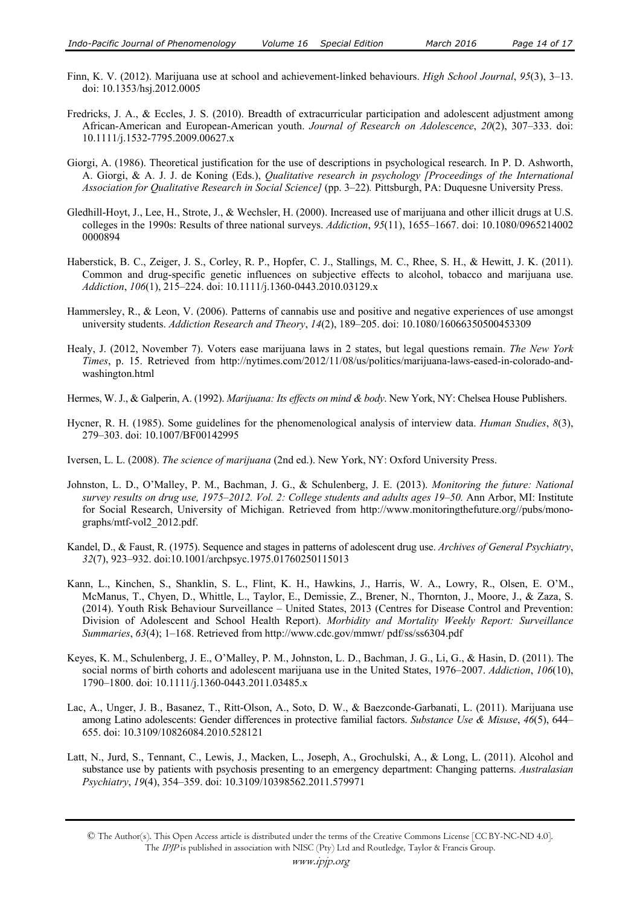Finn, K. V. (2012). Marijuana use at school and achievement-linked behaviours. *High School Journal*, *95*(3), 3–13. doi: 10.1353/hsj.2012.0005

Fredricks, J. A., & Eccles, J. S. (2010). Breadth of extracurricular participation and adolescent adjustment among African-American and European-American youth. *Journal of Research on Adolescence*, *20*(2), 307–333. doi: 10.1111/j.1532-7795.2009.00627.x

Giorgi, A. (1986). Theoretical justification for the use of descriptions in psychological research. In P. D. Ashworth, A. Giorgi, & A. J. J. de Koning (Eds.), *Qualitative research in psychology [Proceedings of the International Association for Qualitative Research in Social Science]* (pp. 3–22)*.* Pittsburgh, PA: Duquesne University Press.

Gledhill-Hoyt, J., Lee, H., Strote, J., & Wechsler, H. (2000). Increased use of marijuana and other illicit drugs at U.S. colleges in the 1990s: Results of three national surveys. *Addiction*, *95*(11), 1655–1667. doi: 10.1080/0965214002 0000894

Haberstick, B. C., Zeiger, J. S., Corley, R. P., Hopfer, C. J., Stallings, M. C., Rhee, S. H., & Hewitt, J. K. (2011). Common and drug-specific genetic influences on subjective effects to alcohol, tobacco and marijuana use. *Addiction*, *106*(1), 215–224. doi: 10.1111/j.1360-0443.2010.03129.x

Hammersley, R., & Leon, V. (2006). Patterns of cannabis use and positive and negative experiences of use amongst university students. *Addiction Research and Theory*, *14*(2), 189–205. doi: 10.1080/16066350500453309

Healy, J. (2012, November 7). Voters ease marijuana laws in 2 states, but legal questions remain. *The New York Times*, p. 15. Retrieved from http://nytimes.com/2012/11/08/us/politics/marijuana-laws-eased-in-colorado-and-washington.html

Hermes, W. J., & Galperin, A. (1992). *Marijuana: Its effects on mind & body*. New York, NY: Chelsea House Publishers.

Hycner, R. H. (1985). Some guidelines for the phenomenological analysis of interview data. *Human Studies*, *8*(3), 279–303. doi: 10.1007/BF00142995

Iversen, L. L. (2008). *The science of marijuana* (2nd ed.). New York, NY: Oxford University Press.

Johnston, L. D., O'Malley, P. M., Bachman, J. G., & Schulenberg, J. E. (2013). *Monitoring the future: National survey results on drug use, 1975–2012. Vol. 2: College students and adults ages 19–50.* Ann Arbor, MI: Institute for Social Research, University of Michigan. Retrieved from http://www.monitoringthefuture.org//pubs/monographs/mtf-vol2_2012.pdf.

Kandel, D., & Faust, R. (1975). Sequence and stages in patterns of adolescent drug use. *Archives of General Psychiatry*, *32*(7), 923–932. doi:10.1001/archpsyc.1975.01760250115013

Kann, L., Kinchen, S., Shanklin, S. L., Flint, K. H., Hawkins, J., Harris, W. A., Lowry, R., Olsen, E. O'M., McManus, T., Chyen, D., Whittle, L., Taylor, E., Demissie, Z., Brener, N., Thornton, J., Moore, J., & Zaza, S. (2014). Youth Risk Behaviour Surveillance – United States, 2013 (Centres for Disease Control and Prevention: Division of Adolescent and School Health Report). *Morbidity and Mortality Weekly Report: Surveillance Summaries*, *63*(4); 1–168. Retrieved from http://www.cdc.gov/mmwr/ pdf/ss/ss6304.pdf

Keyes, K. M., Schulenberg, J. E., O'Malley, P. M., Johnston, L. D., Bachman, J. G., Li, G., & Hasin, D. (2011). The social norms of birth cohorts and adolescent marijuana use in the United States, 1976–2007. *Addiction*, *106*(10), 1790–1800. doi: 10.1111/j.1360-0443.2011.03485.x

Lac, A., Unger, J. B., Basanez, T., Ritt-Olson, A., Soto, D. W., & Baezconde-Garbanati, L. (2011). Marijuana use among Latino adolescents: Gender differences in protective familial factors. *Substance Use & Misuse*, *46*(5), 644–655. doi: 10.3109/10826084.2010.528121

Latt, N., Jurd, S., Tennant, C., Lewis, J., Macken, L., Joseph, A., Grochulski, A., & Long, L. (2011). Alcohol and substance use by patients with psychosis presenting to an emergency department: Changing patterns. *Australasian Psychiatry*, *19*(4), 354–359. doi: 10.3109/10398562.2011.579971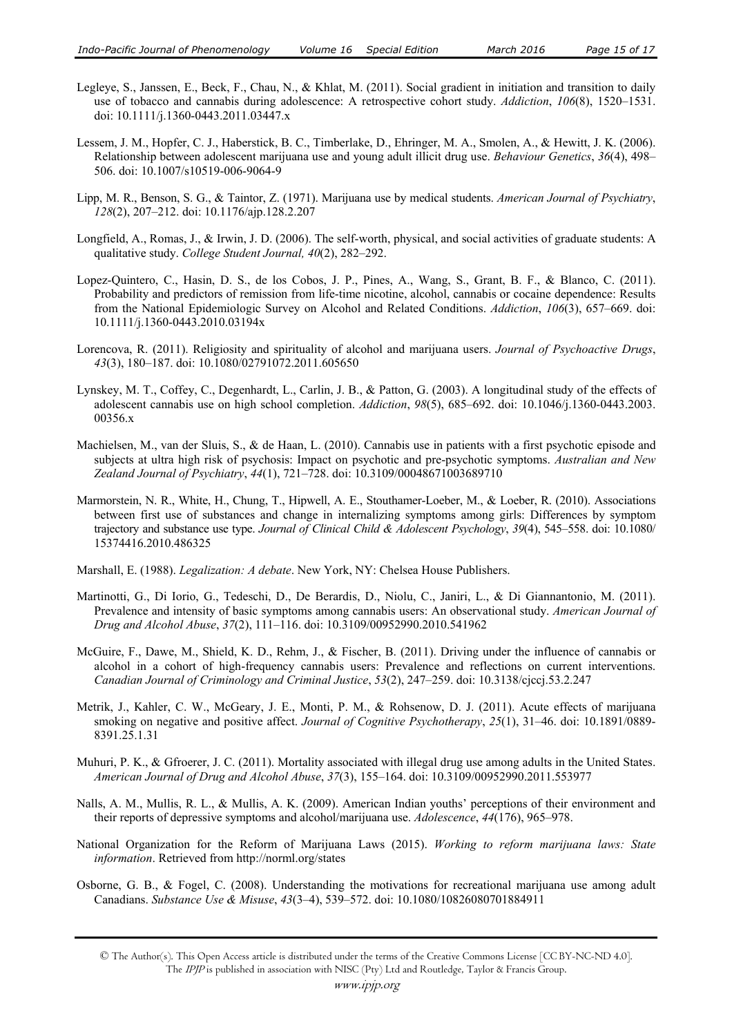Legleye, S., Janssen, E., Beck, F., Chau, N., & Khlat, M. (2011). Social gradient in initiation and transition to daily use of tobacco and cannabis during adolescence: A retrospective cohort study. *Addiction*, *106*(8), 1520–1531. doi: 10.1111/j.1360-0443.2011.03447.x

Lessem, J. M., Hopfer, C. J., Haberstick, B. C., Timberlake, D., Ehringer, M. A., Smolen, A., & Hewitt, J. K. (2006). Relationship between adolescent marijuana use and young adult illicit drug use. *Behaviour Genetics*, *36*(4), 498–506. doi: 10.1007/s10519-006-9064-9

Lipp, M. R., Benson, S. G., & Taintor, Z. (1971). Marijuana use by medical students. *American Journal of Psychiatry*, *128*(2), 207–212. doi: 10.1176/ajp.128.2.207

Longfield, A., Romas, J., & Irwin, J. D. (2006). The self-worth, physical, and social activities of graduate students: A qualitative study. *College Student Journal, 40*(2), 282–292.

Lopez-Quintero, C., Hasin, D. S., de los Cobos, J. P., Pines, A., Wang, S., Grant, B. F., & Blanco, C. (2011). Probability and predictors of remission from life-time nicotine, alcohol, cannabis or cocaine dependence: Results from the National Epidemiologic Survey on Alcohol and Related Conditions. *Addiction*, *106*(3), 657–669. doi: 10.1111/j.1360-0443.2010.03194x

Lorencova, R. (2011). Religiosity and spirituality of alcohol and marijuana users. *Journal of Psychoactive Drugs*, *43*(3), 180–187. doi: 10.1080/02791072.2011.605650

Lynskey, M. T., Coffey, C., Degenhardt, L., Carlin, J. B., & Patton, G. (2003). A longitudinal study of the effects of adolescent cannabis use on high school completion. *Addiction*, *98*(5), 685–692. doi: 10.1046/j.1360-0443.2003.00356.x

Machielsen, M., van der Sluis, S., & de Haan, L. (2010). Cannabis use in patients with a first psychotic episode and subjects at ultra high risk of psychosis: Impact on psychotic and pre-psychotic symptoms. *Australian and New Zealand Journal of Psychiatry*, *44*(1), 721–728. doi: 10.3109/00048671003689710

Marmorstein, N. R., White, H., Chung, T., Hipwell, A. E., Stouthamer-Loeber, M., & Loeber, R. (2010). Associations between first use of substances and change in internalizing symptoms among girls: Differences by symptom trajectory and substance use type. *Journal of Clinical Child & Adolescent Psychology*, *39*(4), 545–558. doi: 10.1080/15374416.2010.486325

Marshall, E. (1988). *Legalization: A debate*. New York, NY: Chelsea House Publishers.

Martinotti, G., Di Iorio, G., Tedeschi, D., De Berardis, D., Niolu, C., Janiri, L., & Di Giannantonio, M. (2011). Prevalence and intensity of basic symptoms among cannabis users: An observational study. *American Journal of Drug and Alcohol Abuse*, *37*(2), 111–116. doi: 10.3109/00952990.2010.541962

McGuire, F., Dawe, M., Shield, K. D., Rehm, J., & Fischer, B. (2011). Driving under the influence of cannabis or alcohol in a cohort of high-frequency cannabis users: Prevalence and reflections on current interventions. *Canadian Journal of Criminology and Criminal Justice*, *53*(2), 247–259. doi: 10.3138/cjccj.53.2.247

Metrik, J., Kahler, C. W., McGeary, J. E., Monti, P. M., & Rohsenow, D. J. (2011). Acute effects of marijuana smoking on negative and positive affect. *Journal of Cognitive Psychotherapy*, *25*(1), 31–46. doi: 10.1891/0889-8391.25.1.31

Muhuri, P. K., & Gfroerer, J. C. (2011). Mortality associated with illegal drug use among adults in the United States. *American Journal of Drug and Alcohol Abuse*, *37*(3), 155–164. doi: 10.3109/00952990.2011.553977

Nalls, A. M., Mullis, R. L., & Mullis, A. K. (2009). American Indian youths' perceptions of their environment and their reports of depressive symptoms and alcohol/marijuana use. *Adolescence*, *44*(176), 965–978.

National Organization for the Reform of Marijuana Laws (2015). *Working to reform marijuana laws: State information*. Retrieved from http://norml.org/states

Osborne, G. B., & Fogel, C. (2008). Understanding the motivations for recreational marijuana use among adult Canadians. *Substance Use & Misuse*, *43*(3–4), 539–572. doi: 10.1080/10826080701884911

© The Author(s). This Open Access article is distributed under the terms of the Creative Commons License [CC BY-NC-ND 4.0]. The *IPJP* is published in association with NISC (Pty) Ltd and Routledge, Taylor & Francis Group.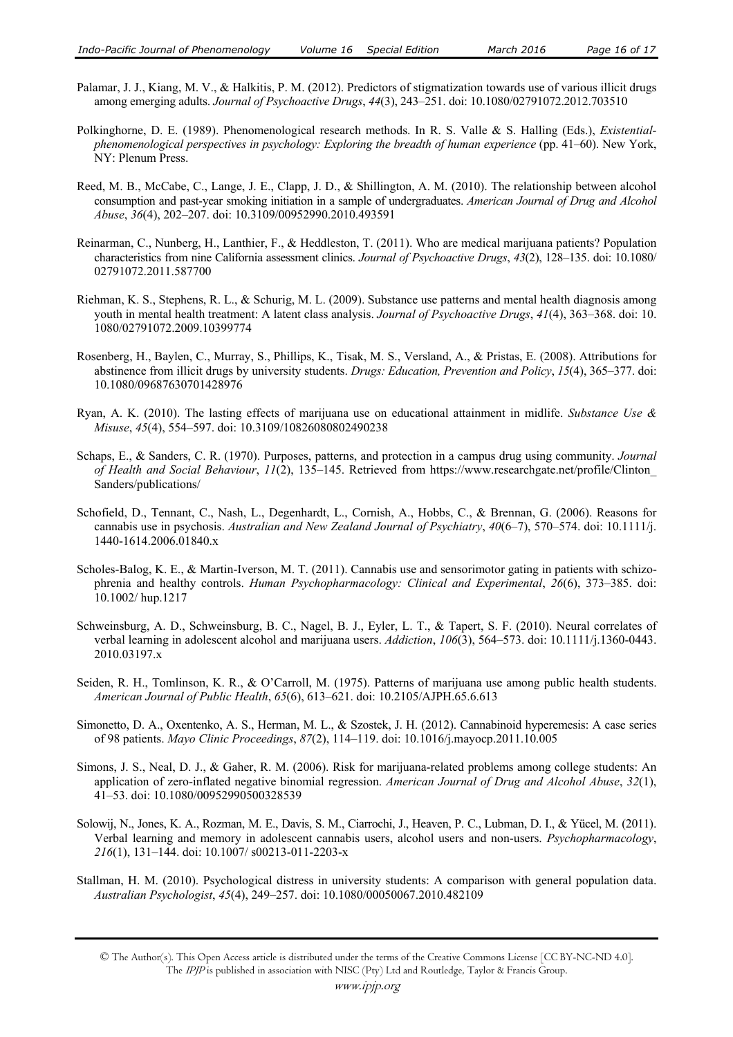Palamar, J. J., Kiang, M. V., & Halkitis, P. M. (2012). Predictors of stigmatization towards use of various illicit drugs among emerging adults. *Journal of Psychoactive Drugs*, *44*(3), 243–251. doi: 10.1080/02791072.2012.703510

Polkinghorne, D. E. (1989). Phenomenological research methods. In R. S. Valle & S. Halling (Eds.), *Existential-phenomenological perspectives in psychology: Exploring the breadth of human experience* (pp. 41–60). New York, NY: Plenum Press.

Reed, M. B., McCabe, C., Lange, J. E., Clapp, J. D., & Shillington, A. M. (2010). The relationship between alcohol consumption and past-year smoking initiation in a sample of undergraduates. *American Journal of Drug and Alcohol Abuse*, *36*(4), 202–207. doi: 10.3109/00952990.2010.493591

Reinarman, C., Nunberg, H., Lanthier, F., & Heddleston, T. (2011). Who are medical marijuana patients? Population characteristics from nine California assessment clinics. *Journal of Psychoactive Drugs*, *43*(2), 128–135. doi: 10.1080/02791072.2011.587700

Riehman, K. S., Stephens, R. L., & Schurig, M. L. (2009). Substance use patterns and mental health diagnosis among youth in mental health treatment: A latent class analysis. *Journal of Psychoactive Drugs*, *41*(4), 363–368. doi: 10.1080/02791072.2009.10399774

Rosenberg, H., Baylen, C., Murray, S., Phillips, K., Tisak, M. S., Versland, A., & Pristas, E. (2008). Attributions for abstinence from illicit drugs by university students. *Drugs: Education, Prevention and Policy*, *15*(4), 365–377. doi: 10.1080/09687630701428976

Ryan, A. K. (2010). The lasting effects of marijuana use on educational attainment in midlife. *Substance Use & Misuse*, *45*(4), 554–597. doi: 10.3109/10826080802490238

Schaps, E., & Sanders, C. R. (1970). Purposes, patterns, and protection in a campus drug using community. *Journal of Health and Social Behaviour*, *11*(2), 135–145. Retrieved from https://www.researchgate.net/profile/Clinton_Sanders/publications/

Schofield, D., Tennant, C., Nash, L., Degenhardt, L., Cornish, A., Hobbs, C., & Brennan, G. (2006). Reasons for cannabis use in psychosis. *Australian and New Zealand Journal of Psychiatry*, *40*(6–7), 570–574. doi: 10.1111/j.1440-1614.2006.01840.x

Scholes-Balog, K. E., & Martin-Iverson, M. T. (2011). Cannabis use and sensorimotor gating in patients with schizophrenia and healthy controls. *Human Psychopharmacology: Clinical and Experimental*, *26*(6), 373–385. doi: 10.1002/ hup.1217

Schweinsburg, A. D., Schweinsburg, B. C., Nagel, B. J., Eyler, L. T., & Tapert, S. F. (2010). Neural correlates of verbal learning in adolescent alcohol and marijuana users. *Addiction*, *106*(3), 564–573. doi: 10.1111/j.1360-0443.2010.03197.x

Seiden, R. H., Tomlinson, K. R., & O'Carroll, M. (1975). Patterns of marijuana use among public health students. *American Journal of Public Health*, *65*(6), 613–621. doi: 10.2105/AJPH.65.6.613

Simonetto, D. A., Oxentenko, A. S., Herman, M. L., & Szostek, J. H. (2012). Cannabinoid hyperemesis: A case series of 98 patients. *Mayo Clinic Proceedings*, *87*(2), 114–119. doi: 10.1016/j.mayocp.2011.10.005

Simons, J. S., Neal, D. J., & Gaher, R. M. (2006). Risk for marijuana-related problems among college students: An application of zero-inflated negative binomial regression. *American Journal of Drug and Alcohol Abuse*, *32*(1), 41–53. doi: 10.1080/00952990500328539

Solowij, N., Jones, K. A., Rozman, M. E., Davis, S. M., Ciarrochi, J., Heaven, P. C., Lubman, D. I., & Yücel, M. (2011). Verbal learning and memory in adolescent cannabis users, alcohol users and non-users. *Psychopharmacology*, *216*(1), 131–144. doi: 10.1007/ s00213-011-2203-x

Stallman, H. M. (2010). Psychological distress in university students: A comparison with general population data. *Australian Psychologist*, *45*(4), 249–257. doi: 10.1080/00050067.2010.482109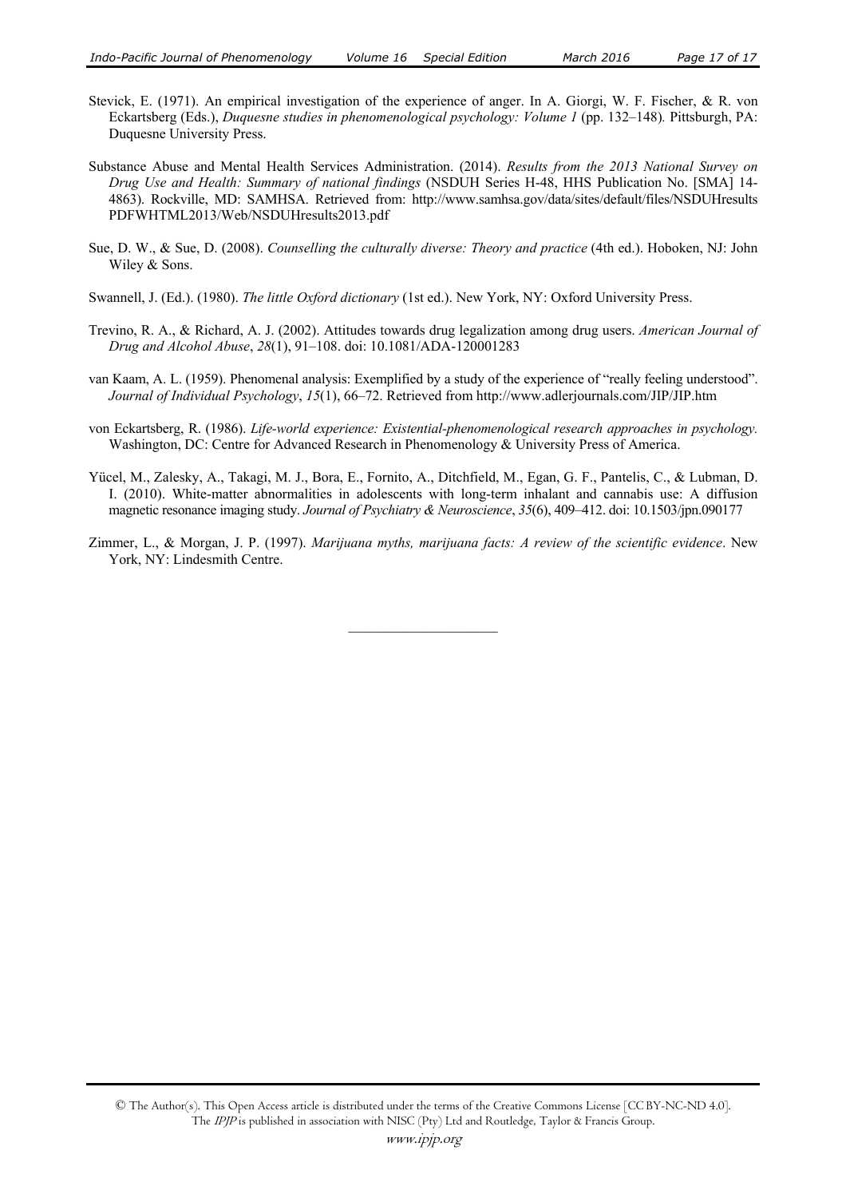Stevick, E. (1971). An empirical investigation of the experience of anger. In A. Giorgi, W. F. Fischer, & R. von Eckartsberg (Eds.), *Duquesne studies in phenomenological psychology: Volume 1* (pp. 132–148). Pittsburgh, PA: Duquesne University Press.

Substance Abuse and Mental Health Services Administration. (2014). *Results from the 2013 National Survey on Drug Use and Health: Summary of national findings* (NSDUH Series H-48, HHS Publication No. [SMA] 14-4863). Rockville, MD: SAMHSA. Retrieved from: http://www.samhsa.gov/data/sites/default/files/NSDUHresults PDFWHTML2013/Web/NSDUHresults2013.pdf

Sue, D. W., & Sue, D. (2008). *Counselling the culturally diverse: Theory and practice* (4th ed.). Hoboken, NJ: John Wiley & Sons.

Swannell, J. (Ed.). (1980). *The little Oxford dictionary* (1st ed.). New York, NY: Oxford University Press.

Trevino, R. A., & Richard, A. J. (2002). Attitudes towards drug legalization among drug users. *American Journal of Drug and Alcohol Abuse*, *28*(1), 91–108. doi: 10.1081/ADA-120001283

van Kaam, A. L. (1959). Phenomenal analysis: Exemplified by a study of the experience of "really feeling understood". *Journal of Individual Psychology*, *15*(1), 66–72. Retrieved from http://www.adlerjournals.com/JIP/JIP.htm

von Eckartsberg, R. (1986). *Life-world experience: Existential-phenomenological research approaches in psychology.* Washington, DC: Centre for Advanced Research in Phenomenology & University Press of America.

Yücel, M., Zalesky, A., Takagi, M. J., Bora, E., Fornito, A., Ditchfield, M., Egan, G. F., Pantelis, C., & Lubman, D. I. (2010). White-matter abnormalities in adolescents with long-term inhalant and cannabis use: A diffusion magnetic resonance imaging study. *Journal of Psychiatry & Neuroscience*, *35*(6), 409–412. doi: 10.1503/jpn.090177

Zimmer, L., & Morgan, J. P. (1997). *Marijuana myths, marijuana facts: A review of the scientific evidence*. New York, NY: Lindesmith Centre.

---

© The Author(s). This Open Access article is distributed under the terms of the Creative Commons License [CC BY-NC-ND 4.0]. The *IPJP* is published in association with NISC (Pty) Ltd and Routledge, Taylor & Francis Group.